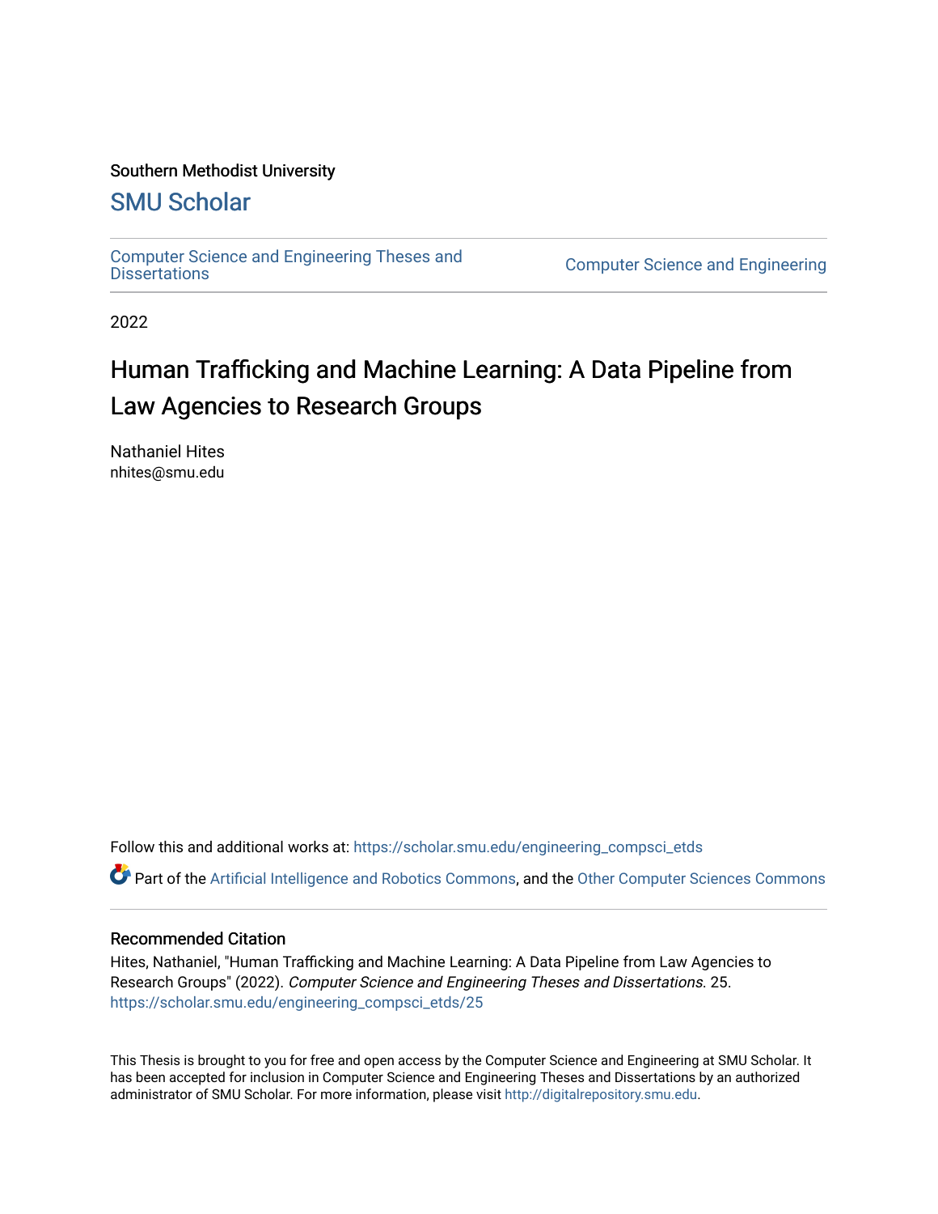Southern Methodist University

# SMU Scholar

Computer Science and Engineering Theses and Dissertations | Computer Science and Engineering

2022

## Human Trafficking and Machine Learning: A Data Pipeline from Law Agencies to Research Groups

Nathaniel Hites
nhites@smu.edu

Follow this and additional works at: https://scholar.smu.edu/engineering_compsci_etds

Part of the Artificial Intelligence and Robotics Commons, and the Other Computer Sciences Commons

### Recommended Citation

Hites, Nathaniel, "Human Trafficking and Machine Learning: A Data Pipeline from Law Agencies to Research Groups" (2022). *Computer Science and Engineering Theses and Dissertations*. 25.
https://scholar.smu.edu/engineering_compsci_etds/25

This Thesis is brought to you for free and open access by the Computer Science and Engineering at SMU Scholar. It has been accepted for inclusion in Computer Science and Engineering Theses and Dissertations by an authorized administrator of SMU Scholar. For more information, please visit http://digitalrepository.smu.edu.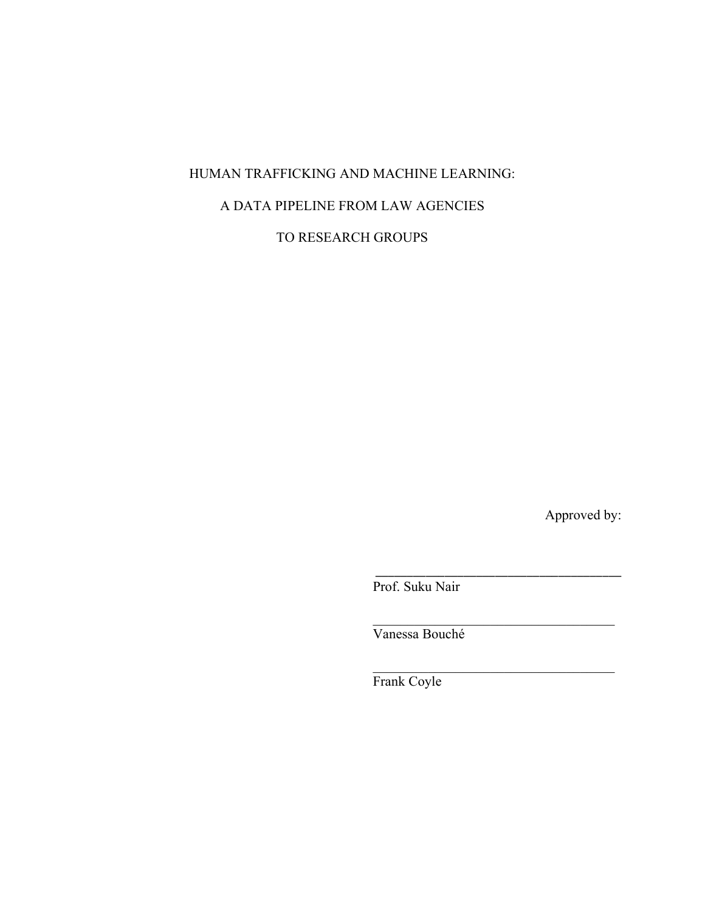HUMAN TRAFFICKING AND MACHINE LEARNING:

A DATA PIPELINE FROM LAW AGENCIES

TO RESEARCH GROUPS

Approved by:

\_\_\_\_\_\_\_\_\_\_\_\_\_\_\_\_\_\_\_\_\_\_\_\_\_\_\_\_\_\_\_\_\_\_\_\_
Prof. Suku Nair

\_\_\_\_\_\_\_\_\_\_\_\_\_\_\_\_\_\_\_\_\_\_\_\_\_\_\_\_\_\_\_\_\_\_\_\_
Vanessa Bouché

\_\_\_\_\_\_\_\_\_\_\_\_\_\_\_\_\_\_\_\_\_\_\_\_\_\_\_\_\_\_\_\_\_\_\_\_
Frank Coyle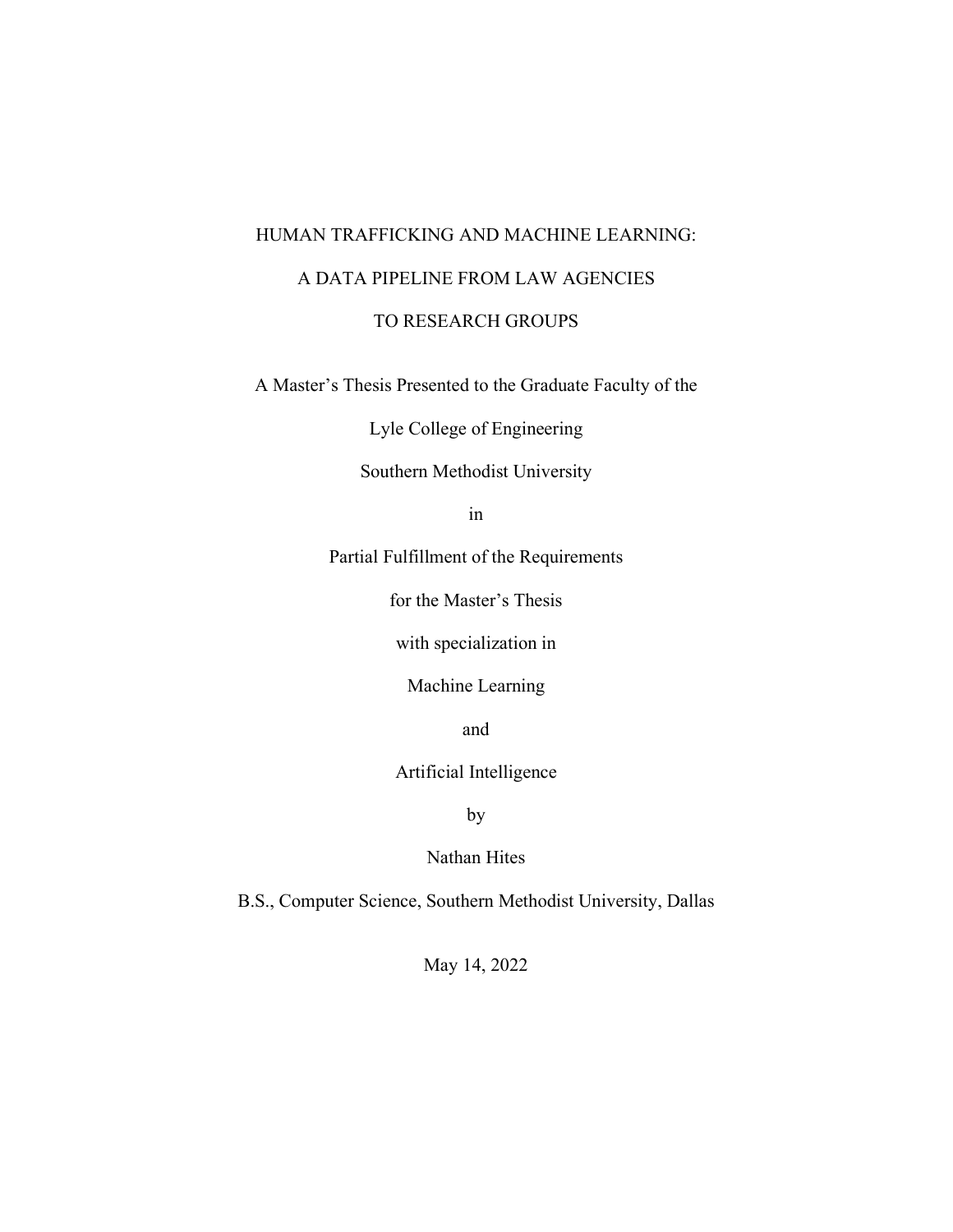# HUMAN TRAFFICKING AND MACHINE LEARNING:

# A DATA PIPELINE FROM LAW AGENCIES

# TO RESEARCH GROUPS

A Master's Thesis Presented to the Graduate Faculty of the

Lyle College of Engineering

Southern Methodist University

in

Partial Fulfillment of the Requirements

for the Master's Thesis

with specialization in

Machine Learning

and

Artificial Intelligence

by

Nathan Hites

B.S., Computer Science, Southern Methodist University, Dallas

May 14, 2022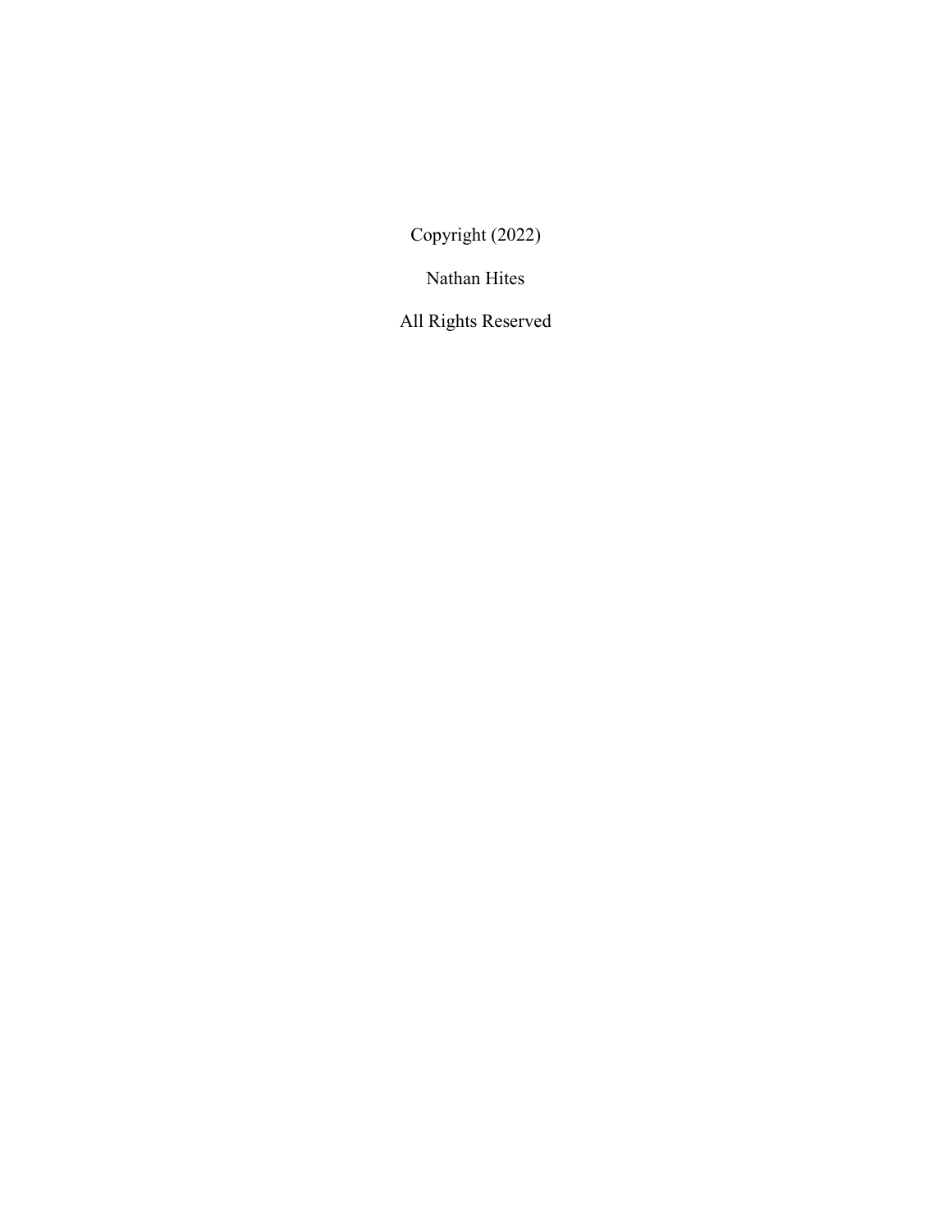Copyright (2022)

Nathan Hites

All Rights Reserved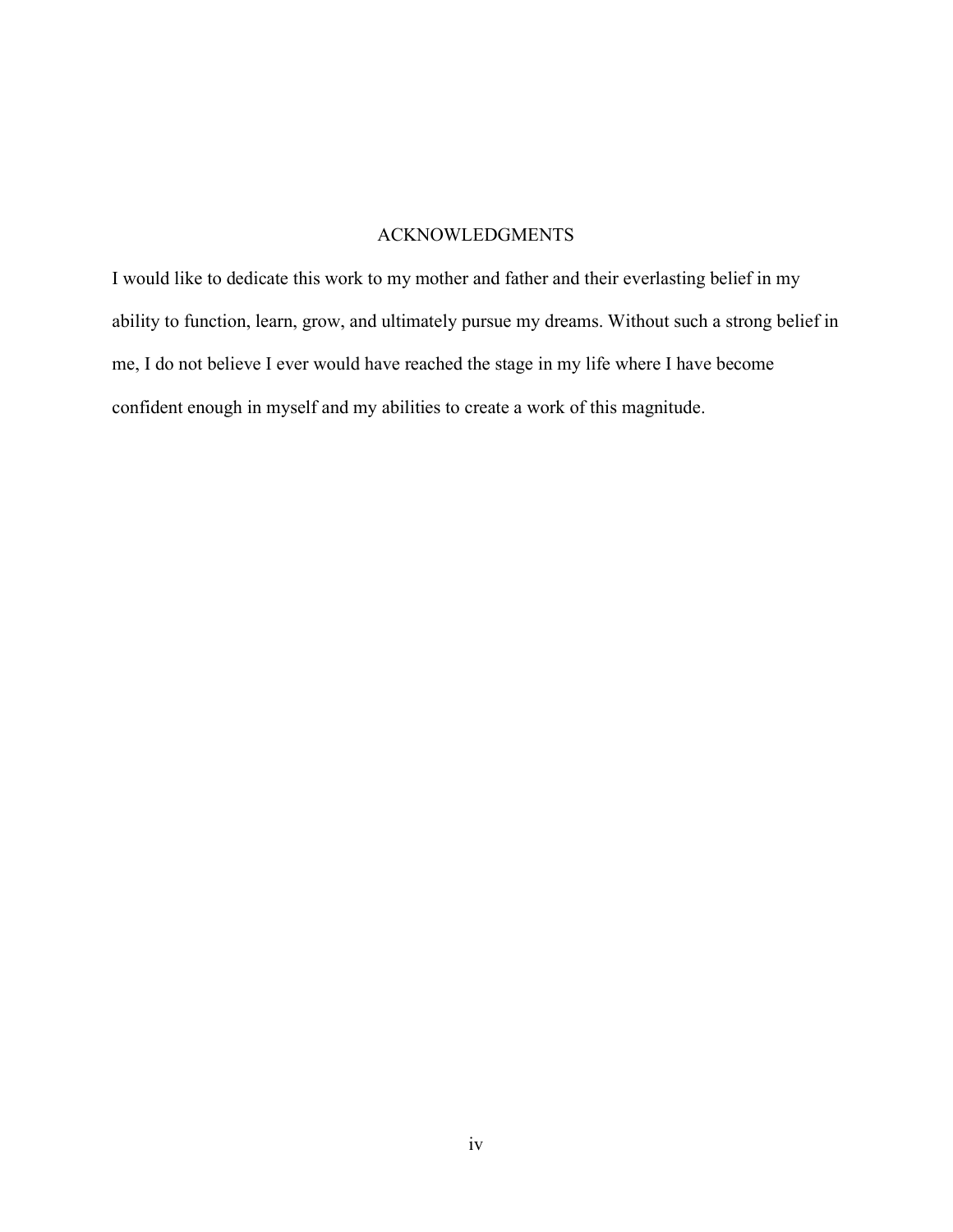# ACKNOWLEDGMENTS

I would like to dedicate this work to my mother and father and their everlasting belief in my ability to function, learn, grow, and ultimately pursue my dreams. Without such a strong belief in me, I do not believe I ever would have reached the stage in my life where I have become confident enough in myself and my abilities to create a work of this magnitude.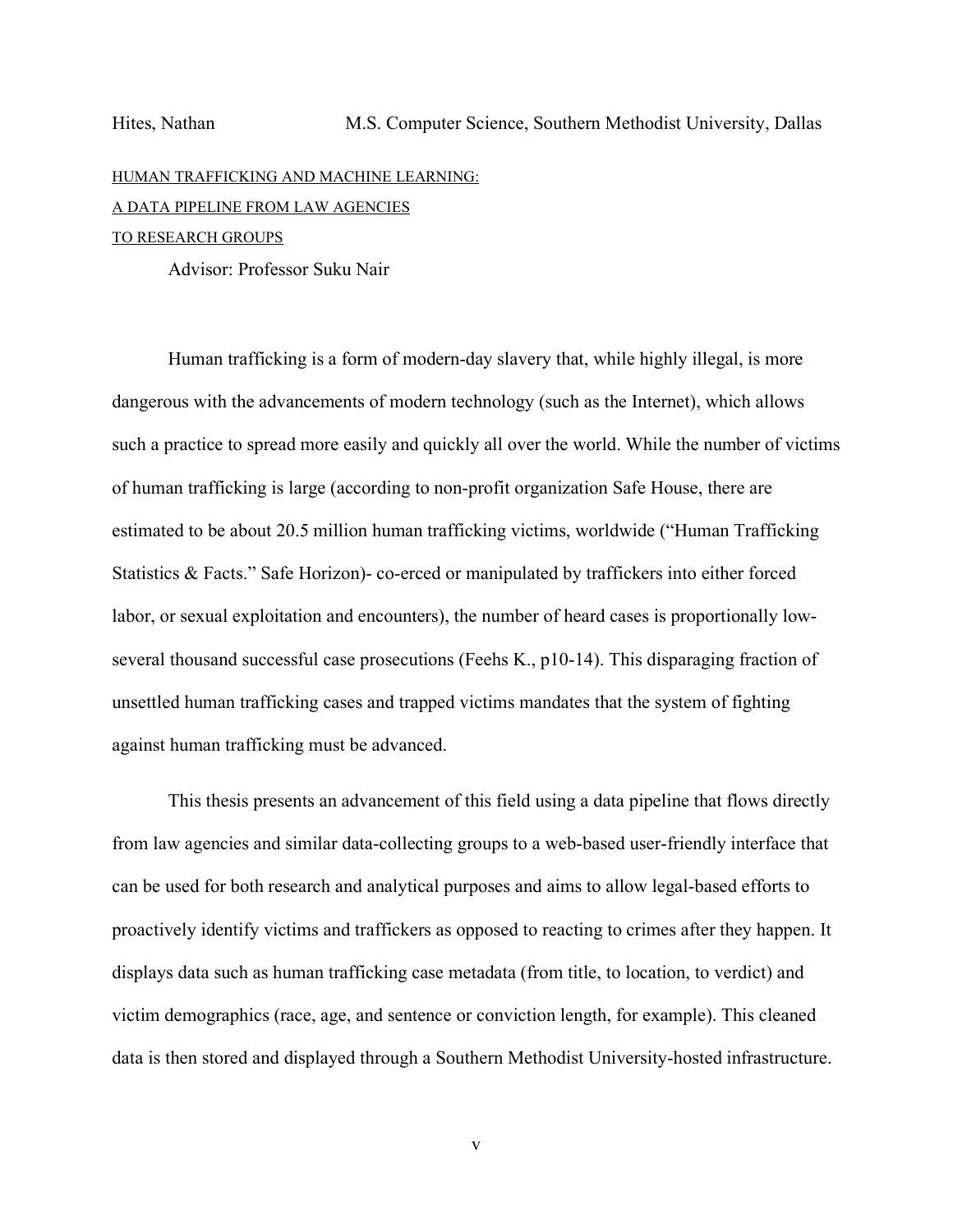Hites, Nathan M.S. Computer Science, Southern Methodist University, Dallas

HUMAN TRAFFICKING AND MACHINE LEARNING:
A DATA PIPELINE FROM LAW AGENCIES
TO RESEARCH GROUPS

Advisor: Professor Suku Nair

Human trafficking is a form of modern-day slavery that, while highly illegal, is more dangerous with the advancements of modern technology (such as the Internet), which allows such a practice to spread more easily and quickly all over the world. While the number of victims of human trafficking is large (according to non-profit organization Safe House, there are estimated to be about 20.5 million human trafficking victims, worldwide ("Human Trafficking Statistics & Facts." Safe Horizon)- co-erced or manipulated by traffickers into either forced labor, or sexual exploitation and encounters), the number of heard cases is proportionally low- several thousand successful case prosecutions (Feehs K., p10-14). This disparaging fraction of unsettled human trafficking cases and trapped victims mandates that the system of fighting against human trafficking must be advanced.

This thesis presents an advancement of this field using a data pipeline that flows directly from law agencies and similar data-collecting groups to a web-based user-friendly interface that can be used for both research and analytical purposes and aims to allow legal-based efforts to proactively identify victims and traffickers as opposed to reacting to crimes after they happen. It displays data such as human trafficking case metadata (from title, to location, to verdict) and victim demographics (race, age, and sentence or conviction length, for example). This cleaned data is then stored and displayed through a Southern Methodist University-hosted infrastructure.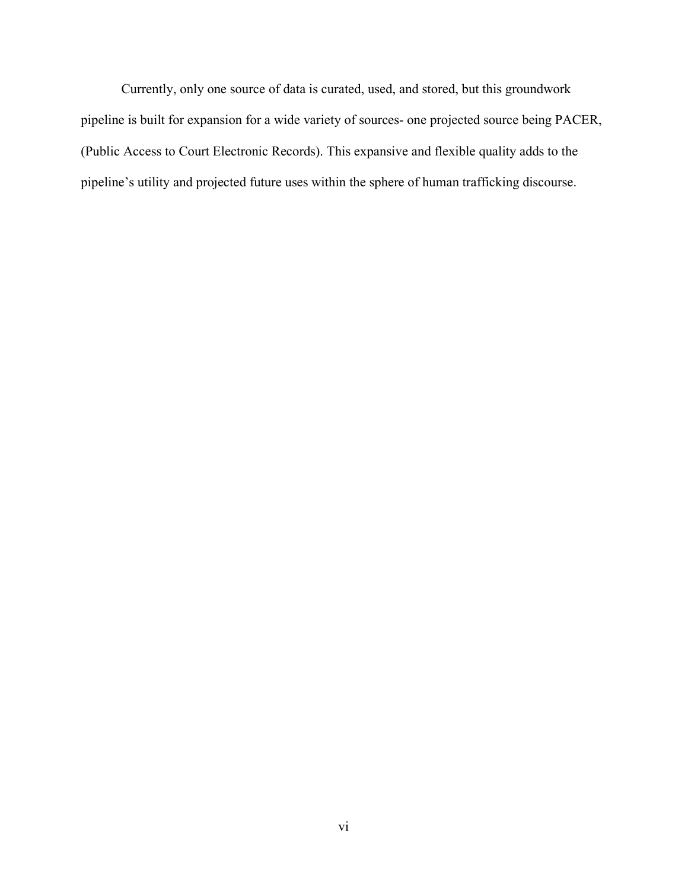Currently, only one source of data is curated, used, and stored, but this groundwork pipeline is built for expansion for a wide variety of sources- one projected source being PACER, (Public Access to Court Electronic Records). This expansive and flexible quality adds to the pipeline's utility and projected future uses within the sphere of human trafficking discourse.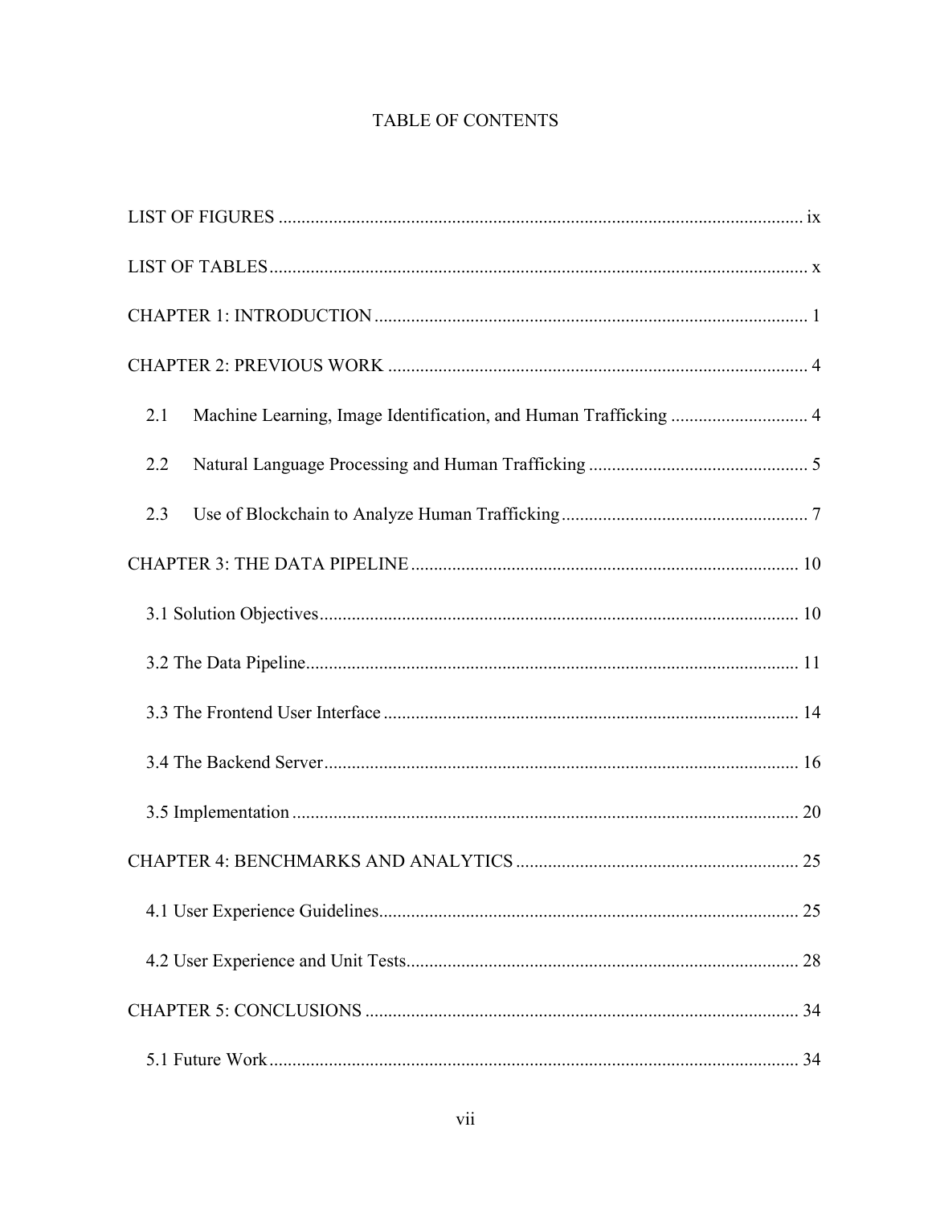# TABLE OF CONTENTS

LIST OF FIGURES .................................................................................................................. ix

LIST OF TABLES..................................................................................................................... x

CHAPTER 1: INTRODUCTION .............................................................................................. 1

CHAPTER 2: PREVIOUS WORK ........................................................................................... 4

2.1 Machine Learning, Image Identification, and Human Trafficking .............................. 4

2.2 Natural Language Processing and Human Trafficking ................................................ 5

2.3 Use of Blockchain to Analyze Human Trafficking...................................................... 7

CHAPTER 3: THE DATA PIPELINE.................................................................................... 10

3.1 Solution Objectives........................................................................................................ 10

3.2 The Data Pipeline........................................................................................................... 11

3.3 The Frontend User Interface .......................................................................................... 14

3.4 The Backend Server....................................................................................................... 16

3.5 Implementation .............................................................................................................. 20

CHAPTER 4: BENCHMARKS AND ANALYTICS .............................................................. 25

4.1 User Experience Guidelines........................................................................................... 25

4.2 User Experience and Unit Tests..................................................................................... 28

CHAPTER 5: CONCLUSIONS .............................................................................................. 34

5.1 Future Work................................................................................................................... 34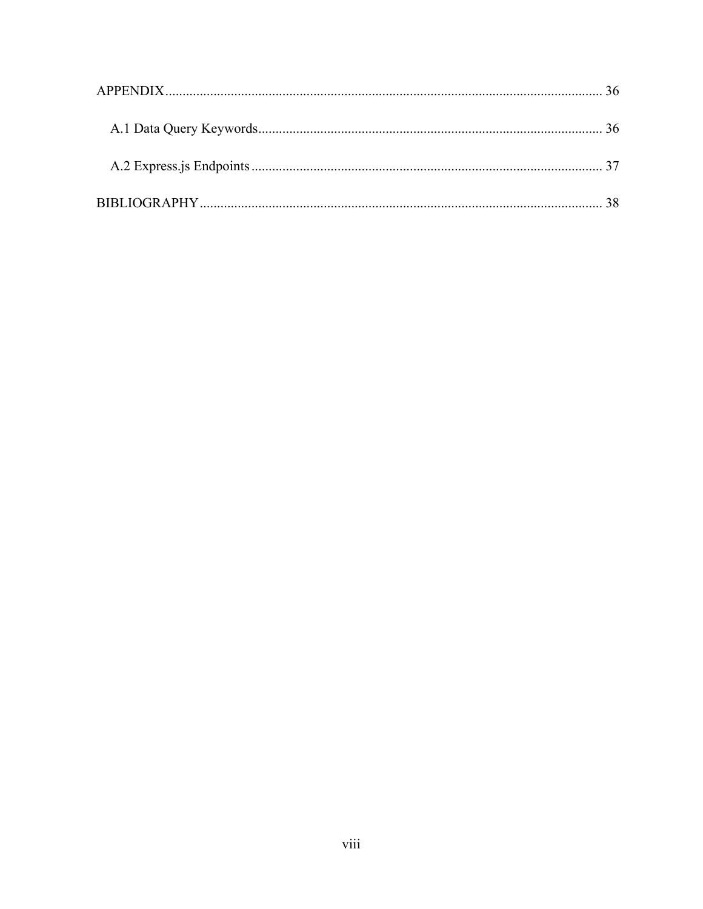APPENDIX ........................................................................................................................ 36

A.1 Data Query Keywords .................................................................................................... 36

A.2 Express.js Endpoints ...................................................................................................... 37

BIBLIOGRAPHY ............................................................................................................... 38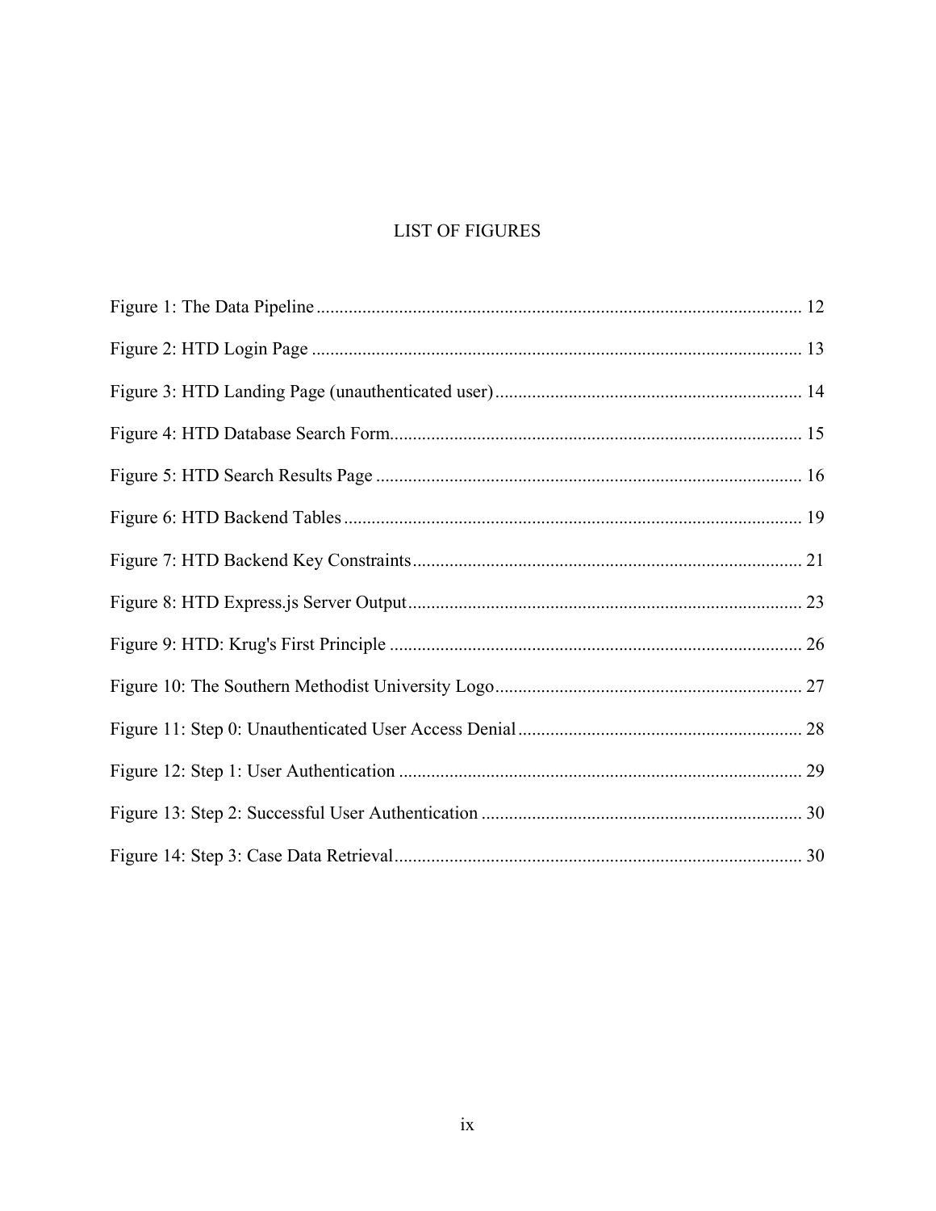# LIST OF FIGURES

Figure 1: The Data Pipeline ........................................................................................................ 12

Figure 2: HTD Login Page ......................................................................................................... 13

Figure 3: HTD Landing Page (unauthenticated user) .................................................................. 14

Figure 4: HTD Database Search Form......................................................................................... 15

Figure 5: HTD Search Results Page ............................................................................................ 16

Figure 6: HTD Backend Tables ................................................................................................... 19

Figure 7: HTD Backend Key Constraints .................................................................................... 21

Figure 8: HTD Express.js Server Output ..................................................................................... 23

Figure 9: HTD: Krug's First Principle ......................................................................................... 26

Figure 10: The Southern Methodist University Logo .................................................................. 27

Figure 11: Step 0: Unauthenticated User Access Denial ............................................................. 28

Figure 12: Step 1: User Authentication ....................................................................................... 29

Figure 13: Step 2: Successful User Authentication ..................................................................... 30

Figure 14: Step 3: Case Data Retrieval ........................................................................................ 30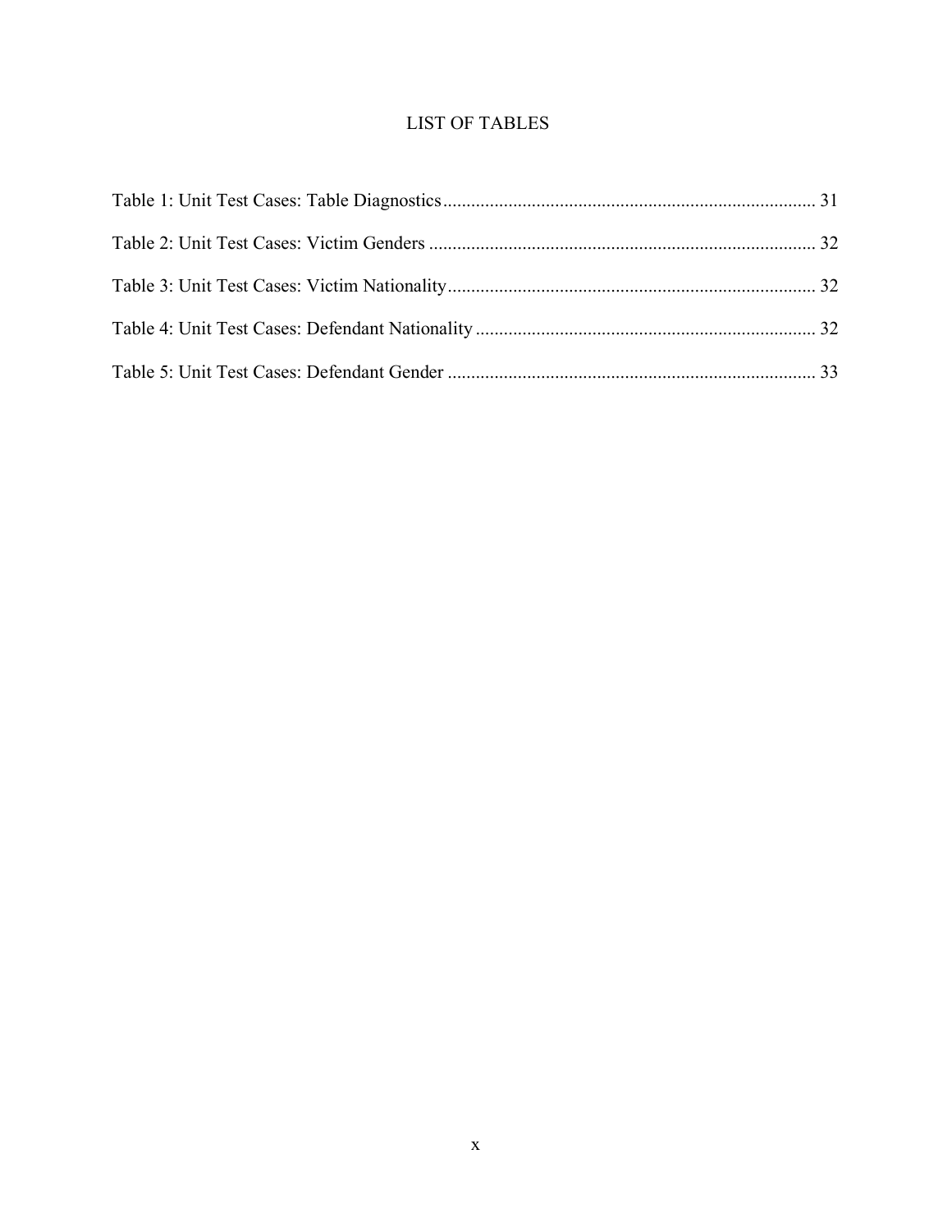# LIST OF TABLES

Table 1: Unit Test Cases: Table Diagnostics ................................................................................ 31

Table 2: Unit Test Cases: Victim Genders ................................................................................... 32

Table 3: Unit Test Cases: Victim Nationality ............................................................................... 32

Table 4: Unit Test Cases: Defendant Nationality ......................................................................... 32

Table 5: Unit Test Cases: Defendant Gender ............................................................................... 33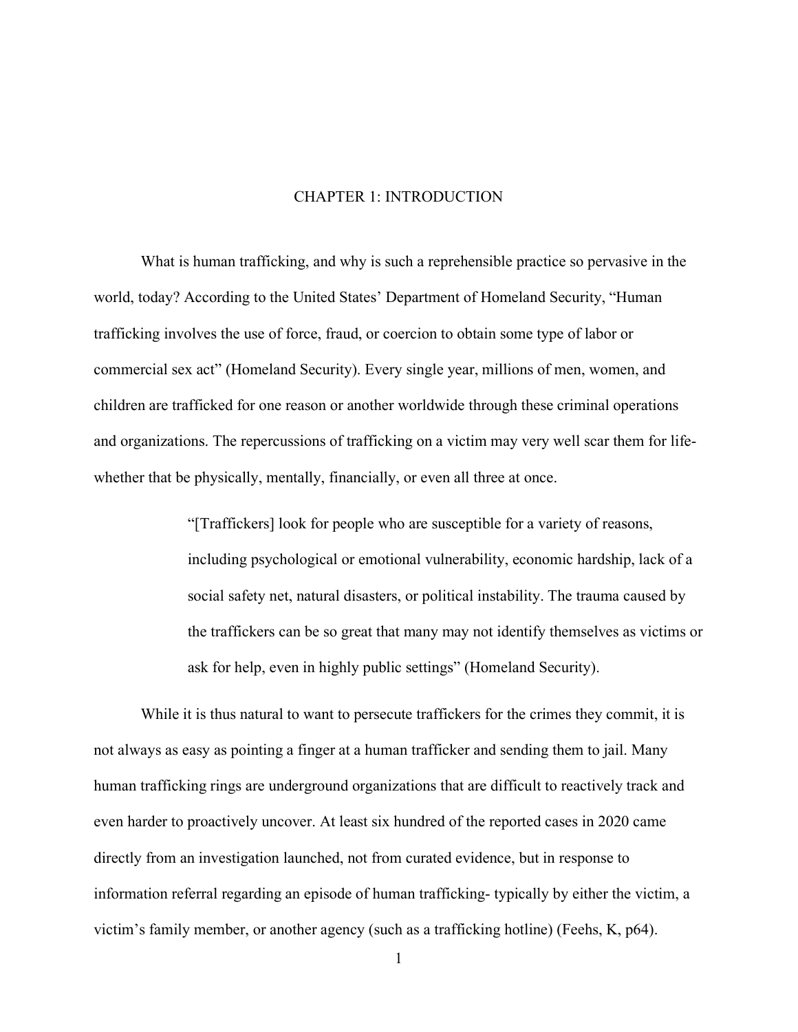# CHAPTER 1: INTRODUCTION

What is human trafficking, and why is such a reprehensible practice so pervasive in the world, today? According to the United States' Department of Homeland Security, "Human trafficking involves the use of force, fraud, or coercion to obtain some type of labor or commercial sex act" (Homeland Security). Every single year, millions of men, women, and children are trafficked for one reason or another worldwide through these criminal operations and organizations. The repercussions of trafficking on a victim may very well scar them for life- whether that be physically, mentally, financially, or even all three at once.

> "[Traffickers] look for people who are susceptible for a variety of reasons, including psychological or emotional vulnerability, economic hardship, lack of a social safety net, natural disasters, or political instability. The trauma caused by the traffickers can be so great that many may not identify themselves as victims or ask for help, even in highly public settings" (Homeland Security).

While it is thus natural to want to persecute traffickers for the crimes they commit, it is not always as easy as pointing a finger at a human trafficker and sending them to jail. Many human trafficking rings are underground organizations that are difficult to reactively track and even harder to proactively uncover. At least six hundred of the reported cases in 2020 came directly from an investigation launched, not from curated evidence, but in response to information referral regarding an episode of human trafficking- typically by either the victim, a victim's family member, or another agency (such as a trafficking hotline) (Feehs, K, p64).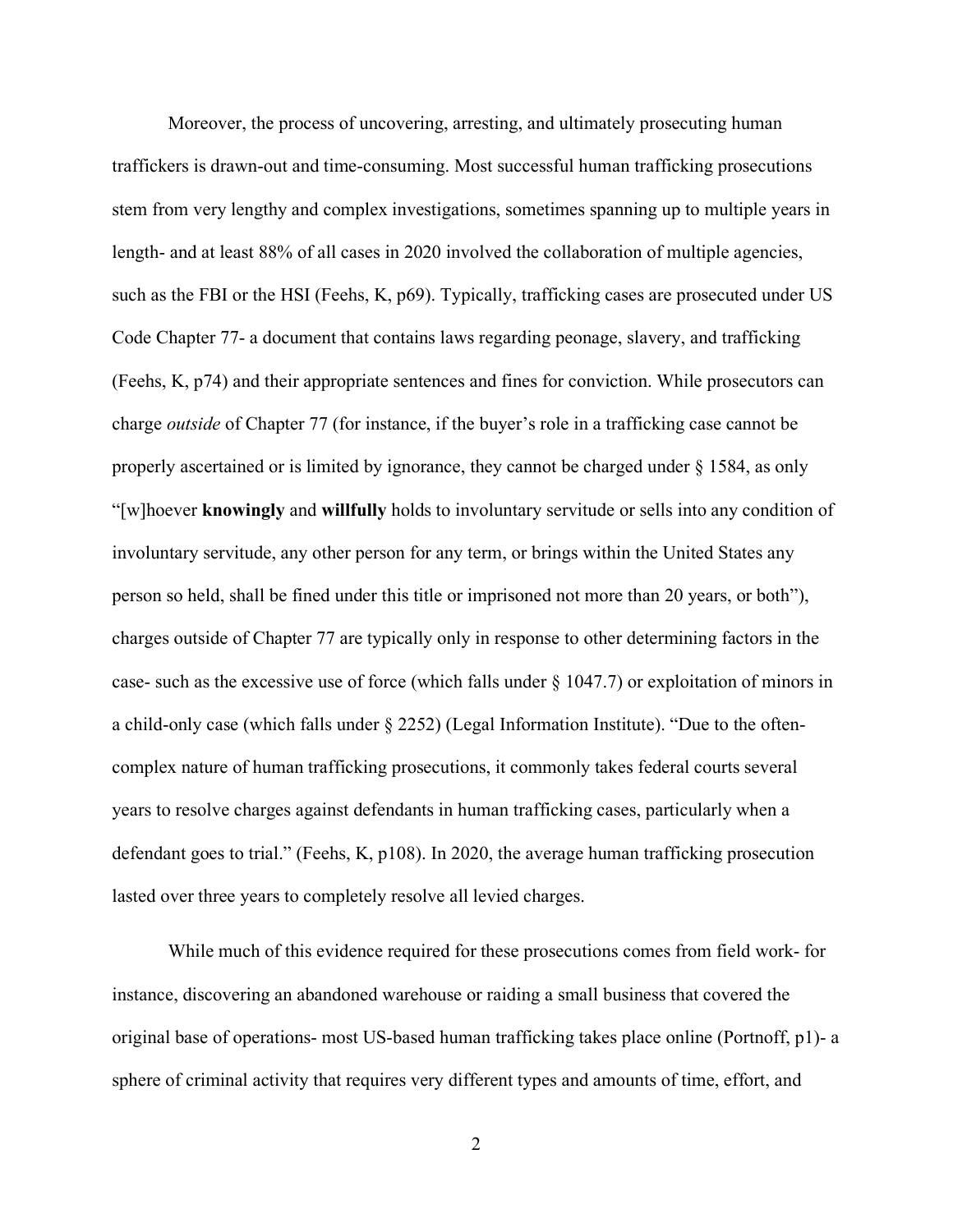Moreover, the process of uncovering, arresting, and ultimately prosecuting human traffickers is drawn-out and time-consuming. Most successful human trafficking prosecutions stem from very lengthy and complex investigations, sometimes spanning up to multiple years in length- and at least 88% of all cases in 2020 involved the collaboration of multiple agencies, such as the FBI or the HSI (Feehs, K, p69). Typically, trafficking cases are prosecuted under US Code Chapter 77- a document that contains laws regarding peonage, slavery, and trafficking (Feehs, K, p74) and their appropriate sentences and fines for conviction. While prosecutors can charge *outside* of Chapter 77 (for instance, if the buyer's role in a trafficking case cannot be properly ascertained or is limited by ignorance, they cannot be charged under § 1584, as only "[w]hoever **knowingly** and **willfully** holds to involuntary servitude or sells into any condition of involuntary servitude, any other person for any term, or brings within the United States any person so held, shall be fined under this title or imprisoned not more than 20 years, or both"), charges outside of Chapter 77 are typically only in response to other determining factors in the case- such as the excessive use of force (which falls under § 1047.7) or exploitation of minors in a child-only case (which falls under § 2252) (Legal Information Institute). "Due to the often-complex nature of human trafficking prosecutions, it commonly takes federal courts several years to resolve charges against defendants in human trafficking cases, particularly when a defendant goes to trial." (Feehs, K, p108). In 2020, the average human trafficking prosecution lasted over three years to completely resolve all levied charges.

While much of this evidence required for these prosecutions comes from field work- for instance, discovering an abandoned warehouse or raiding a small business that covered the original base of operations- most US-based human trafficking takes place online (Portnoff, p1)- a sphere of criminal activity that requires very different types and amounts of time, effort, and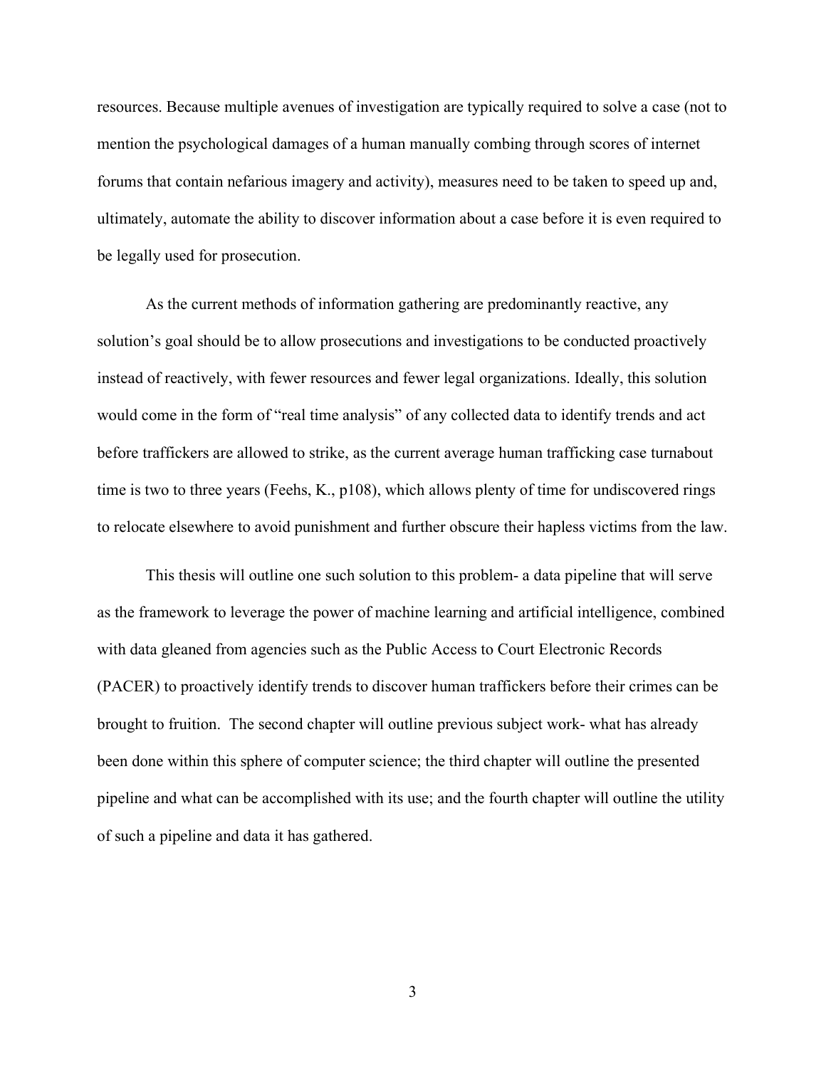resources. Because multiple avenues of investigation are typically required to solve a case (not to mention the psychological damages of a human manually combing through scores of internet forums that contain nefarious imagery and activity), measures need to be taken to speed up and, ultimately, automate the ability to discover information about a case before it is even required to be legally used for prosecution.

As the current methods of information gathering are predominantly reactive, any solution's goal should be to allow prosecutions and investigations to be conducted proactively instead of reactively, with fewer resources and fewer legal organizations. Ideally, this solution would come in the form of "real time analysis" of any collected data to identify trends and act before traffickers are allowed to strike, as the current average human trafficking case turnabout time is two to three years (Feehs, K., p108), which allows plenty of time for undiscovered rings to relocate elsewhere to avoid punishment and further obscure their hapless victims from the law.

This thesis will outline one such solution to this problem- a data pipeline that will serve as the framework to leverage the power of machine learning and artificial intelligence, combined with data gleaned from agencies such as the Public Access to Court Electronic Records (PACER) to proactively identify trends to discover human traffickers before their crimes can be brought to fruition. The second chapter will outline previous subject work- what has already been done within this sphere of computer science; the third chapter will outline the presented pipeline and what can be accomplished with its use; and the fourth chapter will outline the utility of such a pipeline and data it has gathered.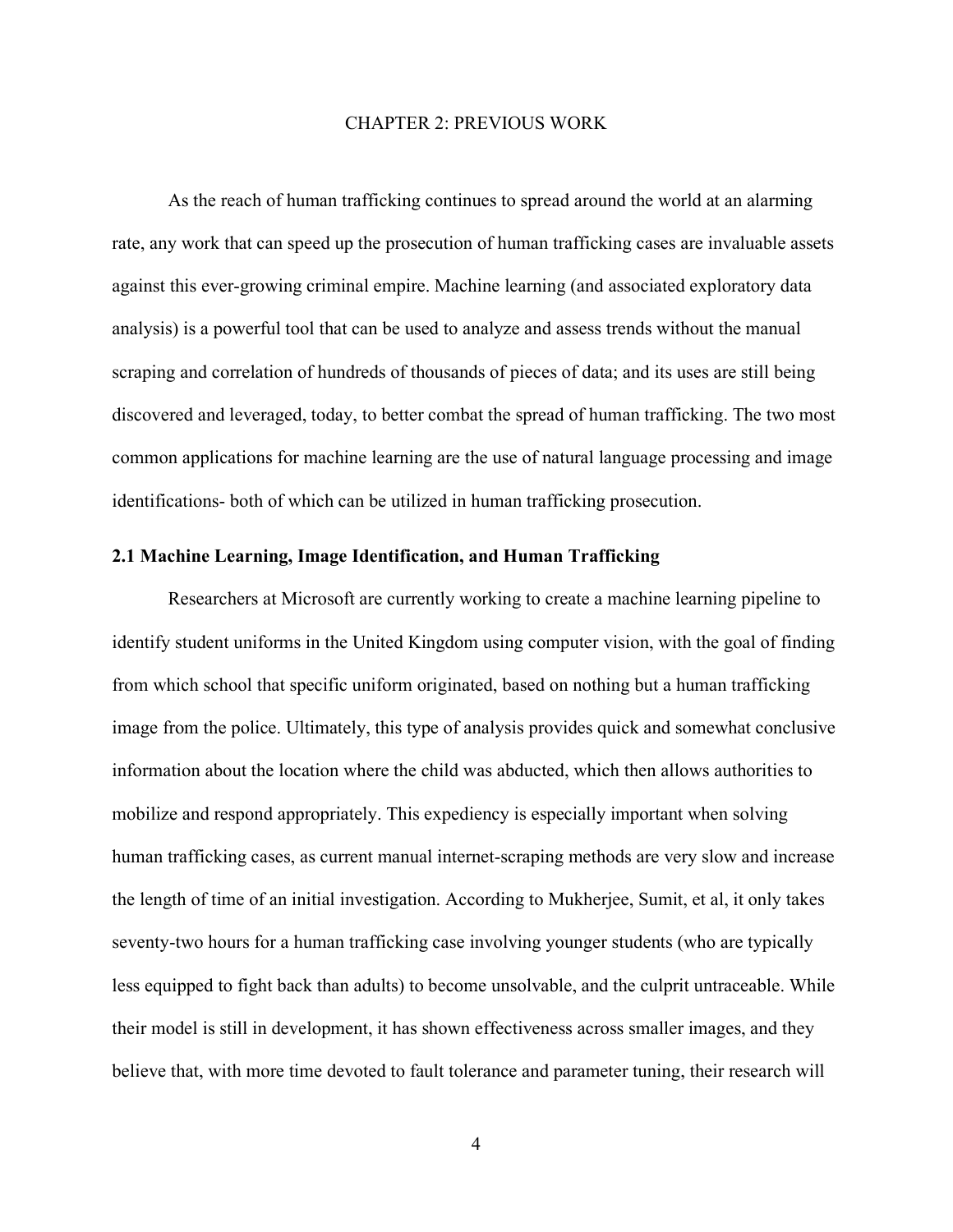# CHAPTER 2: PREVIOUS WORK

As the reach of human trafficking continues to spread around the world at an alarming rate, any work that can speed up the prosecution of human trafficking cases are invaluable assets against this ever-growing criminal empire. Machine learning (and associated exploratory data analysis) is a powerful tool that can be used to analyze and assess trends without the manual scraping and correlation of hundreds of thousands of pieces of data; and its uses are still being discovered and leveraged, today, to better combat the spread of human trafficking. The two most common applications for machine learning are the use of natural language processing and image identifications- both of which can be utilized in human trafficking prosecution.

## 2.1 Machine Learning, Image Identification, and Human Trafficking

Researchers at Microsoft are currently working to create a machine learning pipeline to identify student uniforms in the United Kingdom using computer vision, with the goal of finding from which school that specific uniform originated, based on nothing but a human trafficking image from the police. Ultimately, this type of analysis provides quick and somewhat conclusive information about the location where the child was abducted, which then allows authorities to mobilize and respond appropriately. This expediency is especially important when solving human trafficking cases, as current manual internet-scraping methods are very slow and increase the length of time of an initial investigation. According to Mukherjee, Sumit, et al, it only takes seventy-two hours for a human trafficking case involving younger students (who are typically less equipped to fight back than adults) to become unsolvable, and the culprit untraceable. While their model is still in development, it has shown effectiveness across smaller images, and they believe that, with more time devoted to fault tolerance and parameter tuning, their research will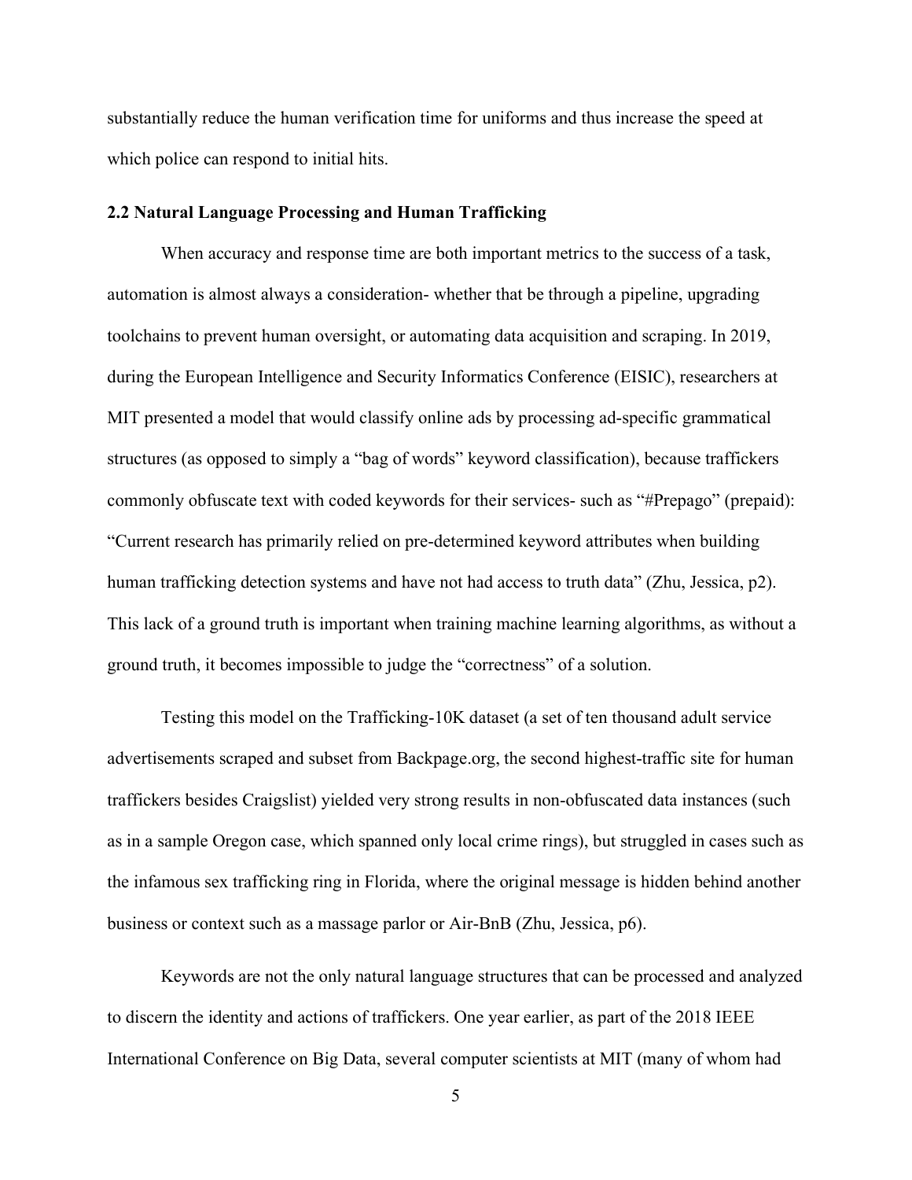substantially reduce the human verification time for uniforms and thus increase the speed at which police can respond to initial hits.

### 2.2 Natural Language Processing and Human Trafficking

When accuracy and response time are both important metrics to the success of a task, automation is almost always a consideration- whether that be through a pipeline, upgrading toolchains to prevent human oversight, or automating data acquisition and scraping. In 2019, during the European Intelligence and Security Informatics Conference (EISIC), researchers at MIT presented a model that would classify online ads by processing ad-specific grammatical structures (as opposed to simply a "bag of words" keyword classification), because traffickers commonly obfuscate text with coded keywords for their services- such as "#Prepago" (prepaid): "Current research has primarily relied on pre-determined keyword attributes when building human trafficking detection systems and have not had access to truth data" (Zhu, Jessica, p2). This lack of a ground truth is important when training machine learning algorithms, as without a ground truth, it becomes impossible to judge the "correctness" of a solution.

Testing this model on the Trafficking-10K dataset (a set of ten thousand adult service advertisements scraped and subset from Backpage.org, the second highest-traffic site for human traffickers besides Craigslist) yielded very strong results in non-obfuscated data instances (such as in a sample Oregon case, which spanned only local crime rings), but struggled in cases such as the infamous sex trafficking ring in Florida, where the original message is hidden behind another business or context such as a massage parlor or Air-BnB (Zhu, Jessica, p6).

Keywords are not the only natural language structures that can be processed and analyzed to discern the identity and actions of traffickers. One year earlier, as part of the 2018 IEEE International Conference on Big Data, several computer scientists at MIT (many of whom had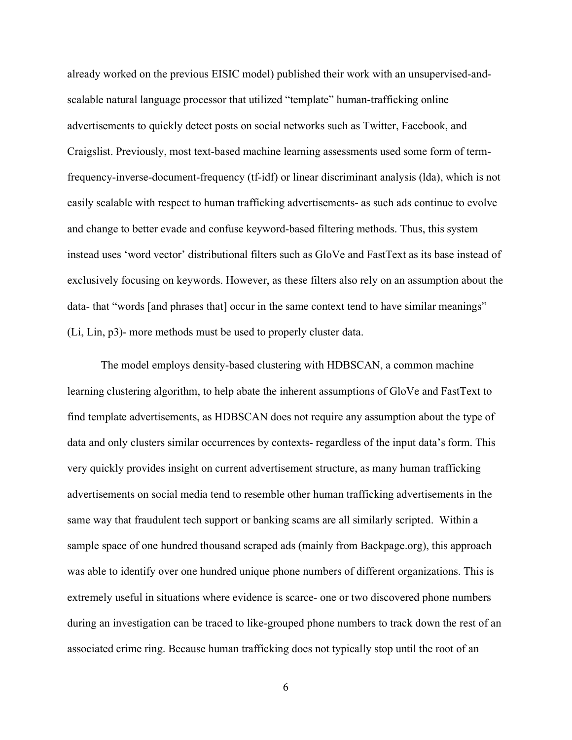already worked on the previous EISIC model) published their work with an unsupervised-and-scalable natural language processor that utilized "template" human-trafficking online advertisements to quickly detect posts on social networks such as Twitter, Facebook, and Craigslist. Previously, most text-based machine learning assessments used some form of term-frequency-inverse-document-frequency (tf-idf) or linear discriminant analysis (lda), which is not easily scalable with respect to human trafficking advertisements- as such ads continue to evolve and change to better evade and confuse keyword-based filtering methods. Thus, this system instead uses 'word vector' distributional filters such as GloVe and FastText as its base instead of exclusively focusing on keywords. However, as these filters also rely on an assumption about the data- that "words [and phrases that] occur in the same context tend to have similar meanings" (Li, Lin, p3)- more methods must be used to properly cluster data.

The model employs density-based clustering with HDBSCAN, a common machine learning clustering algorithm, to help abate the inherent assumptions of GloVe and FastText to find template advertisements, as HDBSCAN does not require any assumption about the type of data and only clusters similar occurrences by contexts- regardless of the input data's form. This very quickly provides insight on current advertisement structure, as many human trafficking advertisements on social media tend to resemble other human trafficking advertisements in the same way that fraudulent tech support or banking scams are all similarly scripted. Within a sample space of one hundred thousand scraped ads (mainly from Backpage.org), this approach was able to identify over one hundred unique phone numbers of different organizations. This is extremely useful in situations where evidence is scarce- one or two discovered phone numbers during an investigation can be traced to like-grouped phone numbers to track down the rest of an associated crime ring. Because human trafficking does not typically stop until the root of an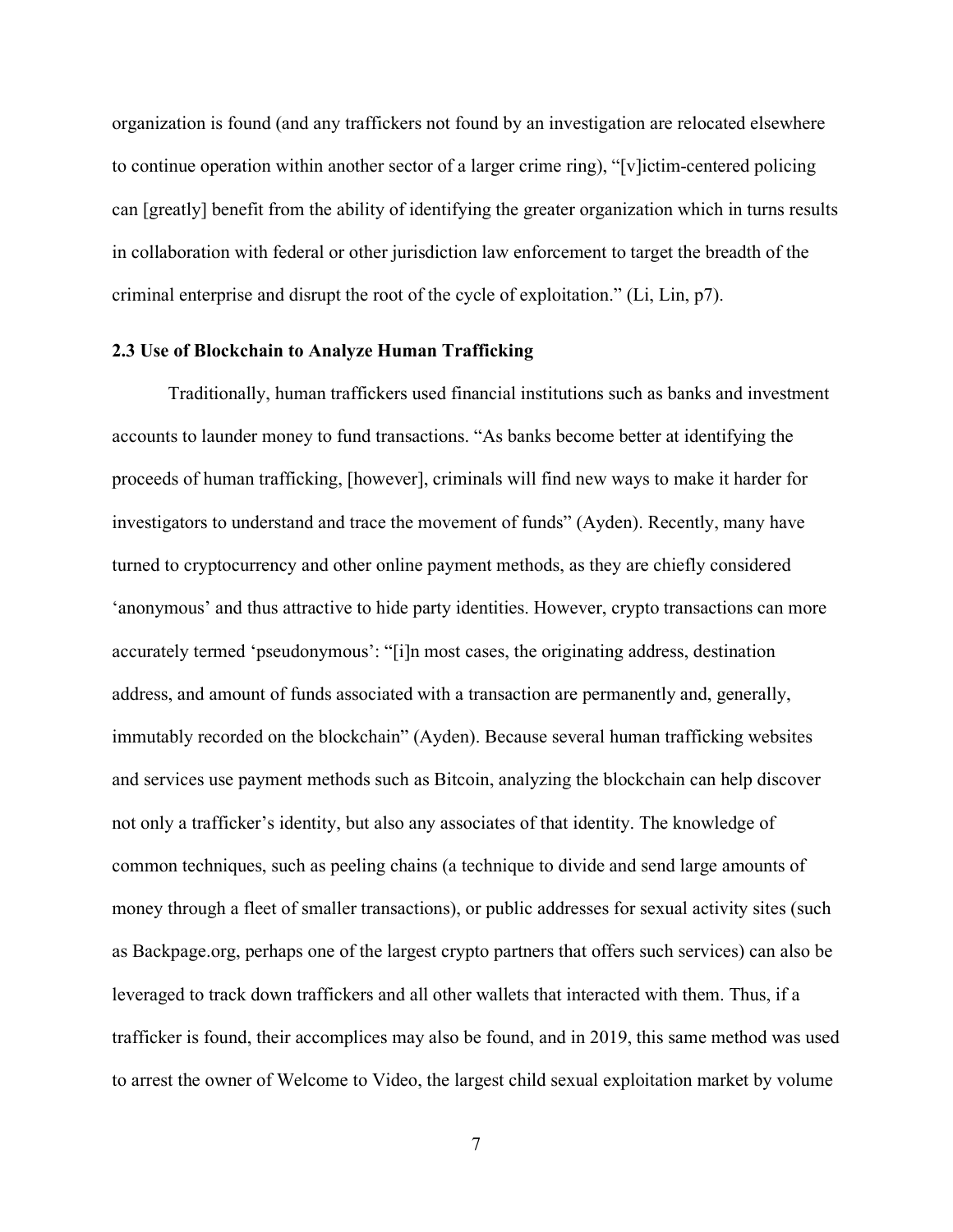organization is found (and any traffickers not found by an investigation are relocated elsewhere to continue operation within another sector of a larger crime ring), "[v]ictim-centered policing can [greatly] benefit from the ability of identifying the greater organization which in turns results in collaboration with federal or other jurisdiction law enforcement to target the breadth of the criminal enterprise and disrupt the root of the cycle of exploitation." (Li, Lin, p7).

### 2.3 Use of Blockchain to Analyze Human Trafficking

Traditionally, human traffickers used financial institutions such as banks and investment accounts to launder money to fund transactions. "As banks become better at identifying the proceeds of human trafficking, [however], criminals will find new ways to make it harder for investigators to understand and trace the movement of funds" (Ayden). Recently, many have turned to cryptocurrency and other online payment methods, as they are chiefly considered 'anonymous' and thus attractive to hide party identities. However, crypto transactions can more accurately termed 'pseudonymous': "[i]n most cases, the originating address, destination address, and amount of funds associated with a transaction are permanently and, generally, immutably recorded on the blockchain" (Ayden). Because several human trafficking websites and services use payment methods such as Bitcoin, analyzing the blockchain can help discover not only a trafficker's identity, but also any associates of that identity. The knowledge of common techniques, such as peeling chains (a technique to divide and send large amounts of money through a fleet of smaller transactions), or public addresses for sexual activity sites (such as Backpage.org, perhaps one of the largest crypto partners that offers such services) can also be leveraged to track down traffickers and all other wallets that interacted with them. Thus, if a trafficker is found, their accomplices may also be found, and in 2019, this same method was used to arrest the owner of Welcome to Video, the largest child sexual exploitation market by volume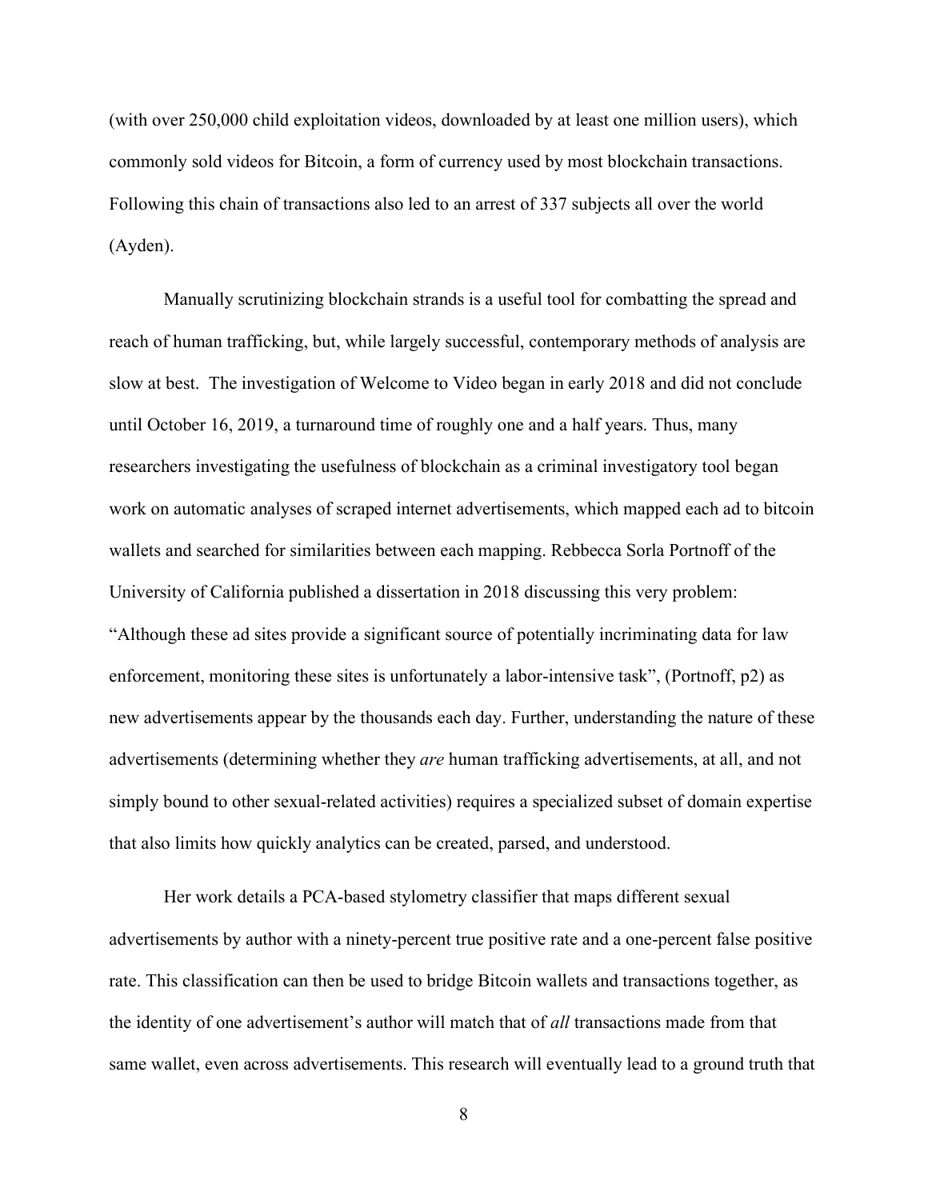(with over 250,000 child exploitation videos, downloaded by at least one million users), which commonly sold videos for Bitcoin, a form of currency used by most blockchain transactions. Following this chain of transactions also led to an arrest of 337 subjects all over the world (Ayden).

Manually scrutinizing blockchain strands is a useful tool for combatting the spread and reach of human trafficking, but, while largely successful, contemporary methods of analysis are slow at best. The investigation of Welcome to Video began in early 2018 and did not conclude until October 16, 2019, a turnaround time of roughly one and a half years. Thus, many researchers investigating the usefulness of blockchain as a criminal investigatory tool began work on automatic analyses of scraped internet advertisements, which mapped each ad to bitcoin wallets and searched for similarities between each mapping. Rebbecca Sorla Portnoff of the University of California published a dissertation in 2018 discussing this very problem: "Although these ad sites provide a significant source of potentially incriminating data for law enforcement, monitoring these sites is unfortunately a labor-intensive task", (Portnoff, p2) as new advertisements appear by the thousands each day. Further, understanding the nature of these advertisements (determining whether they *are* human trafficking advertisements, at all, and not simply bound to other sexual-related activities) requires a specialized subset of domain expertise that also limits how quickly analytics can be created, parsed, and understood.

Her work details a PCA-based stylometry classifier that maps different sexual advertisements by author with a ninety-percent true positive rate and a one-percent false positive rate. This classification can then be used to bridge Bitcoin wallets and transactions together, as the identity of one advertisement's author will match that of *all* transactions made from that same wallet, even across advertisements. This research will eventually lead to a ground truth that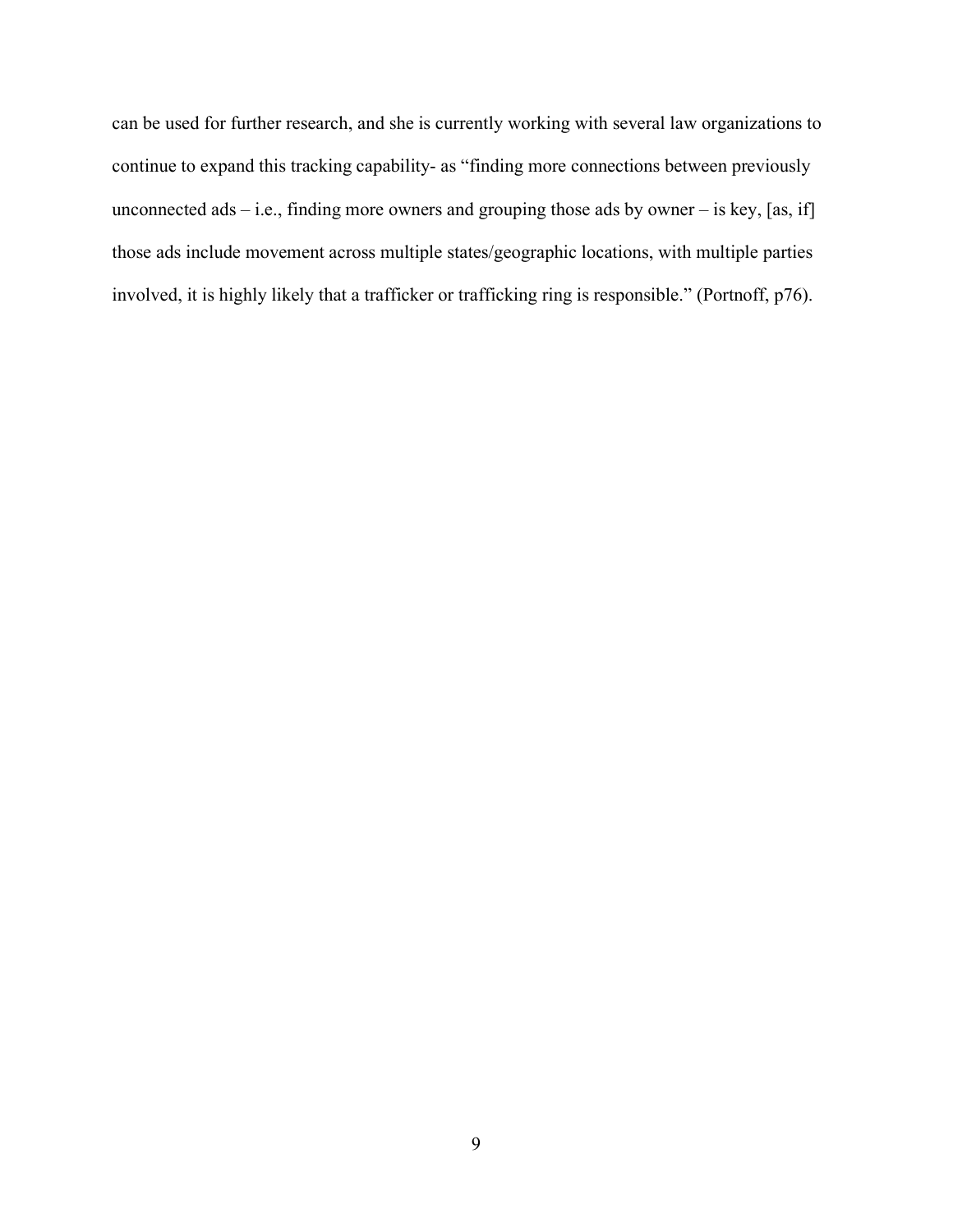can be used for further research, and she is currently working with several law organizations to continue to expand this tracking capability- as "finding more connections between previously unconnected ads – i.e., finding more owners and grouping those ads by owner – is key, [as, if] those ads include movement across multiple states/geographic locations, with multiple parties involved, it is highly likely that a trafficker or trafficking ring is responsible." (Portnoff, p76).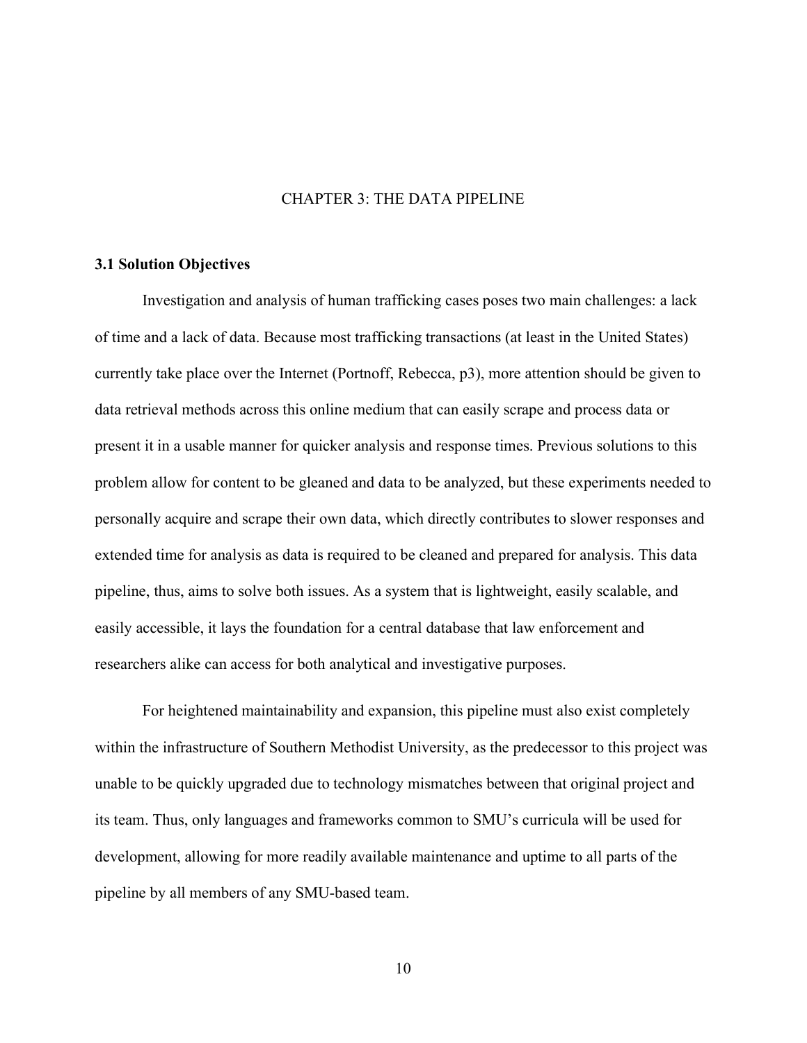# CHAPTER 3: THE DATA PIPELINE

## 3.1 Solution Objectives

Investigation and analysis of human trafficking cases poses two main challenges: a lack of time and a lack of data. Because most trafficking transactions (at least in the United States) currently take place over the Internet (Portnoff, Rebecca, p3), more attention should be given to data retrieval methods across this online medium that can easily scrape and process data or present it in a usable manner for quicker analysis and response times. Previous solutions to this problem allow for content to be gleaned and data to be analyzed, but these experiments needed to personally acquire and scrape their own data, which directly contributes to slower responses and extended time for analysis as data is required to be cleaned and prepared for analysis. This data pipeline, thus, aims to solve both issues. As a system that is lightweight, easily scalable, and easily accessible, it lays the foundation for a central database that law enforcement and researchers alike can access for both analytical and investigative purposes.

For heightened maintainability and expansion, this pipeline must also exist completely within the infrastructure of Southern Methodist University, as the predecessor to this project was unable to be quickly upgraded due to technology mismatches between that original project and its team. Thus, only languages and frameworks common to SMU's curricula will be used for development, allowing for more readily available maintenance and uptime to all parts of the pipeline by all members of any SMU-based team.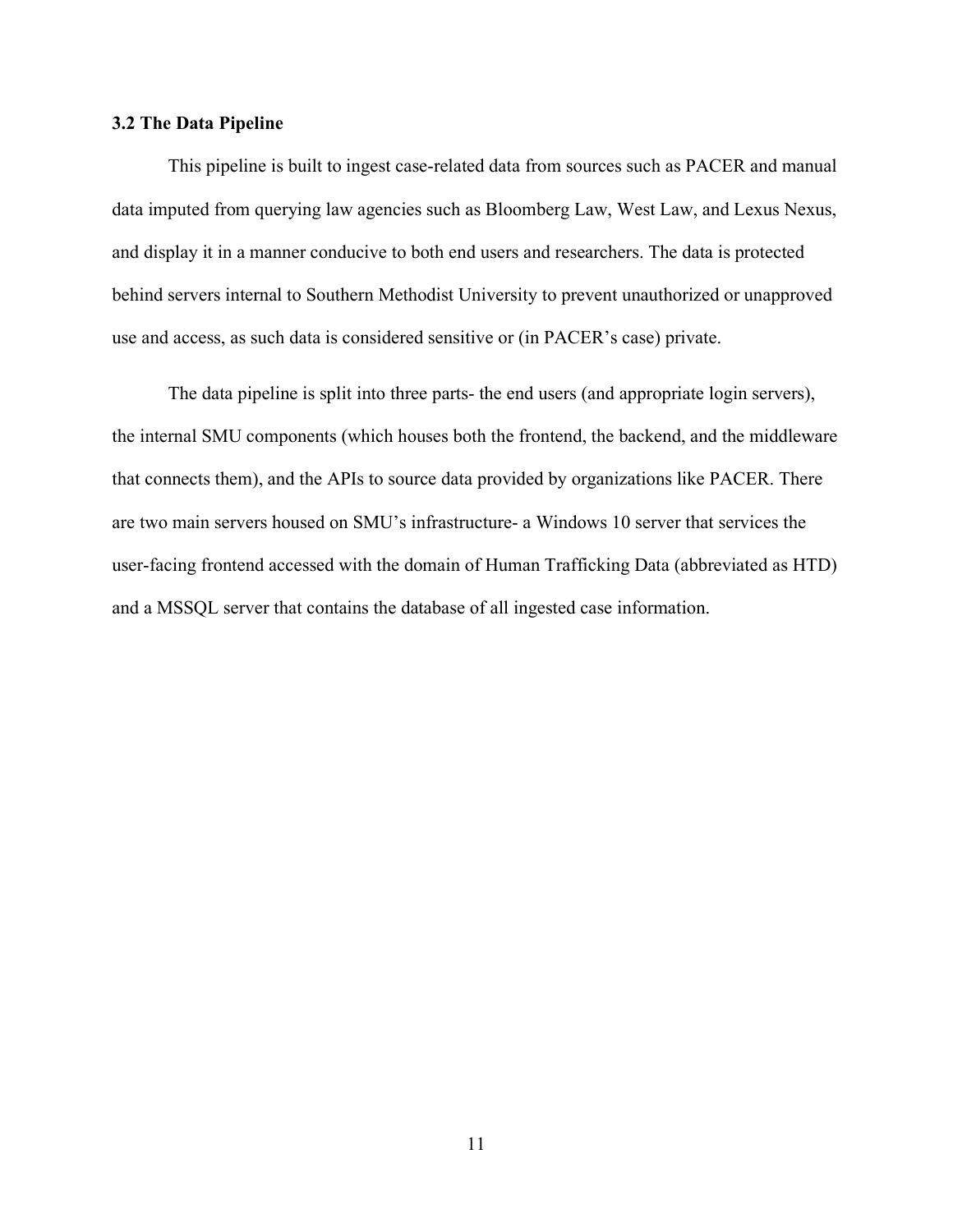### 3.2 The Data Pipeline

This pipeline is built to ingest case-related data from sources such as PACER and manual data imputed from querying law agencies such as Bloomberg Law, West Law, and Lexus Nexus, and display it in a manner conducive to both end users and researchers. The data is protected behind servers internal to Southern Methodist University to prevent unauthorized or unapproved use and access, as such data is considered sensitive or (in PACER's case) private.

The data pipeline is split into three parts- the end users (and appropriate login servers), the internal SMU components (which houses both the frontend, the backend, and the middleware that connects them), and the APIs to source data provided by organizations like PACER. There are two main servers housed on SMU's infrastructure- a Windows 10 server that services the user-facing frontend accessed with the domain of Human Trafficking Data (abbreviated as HTD) and a MSSQL server that contains the database of all ingested case information.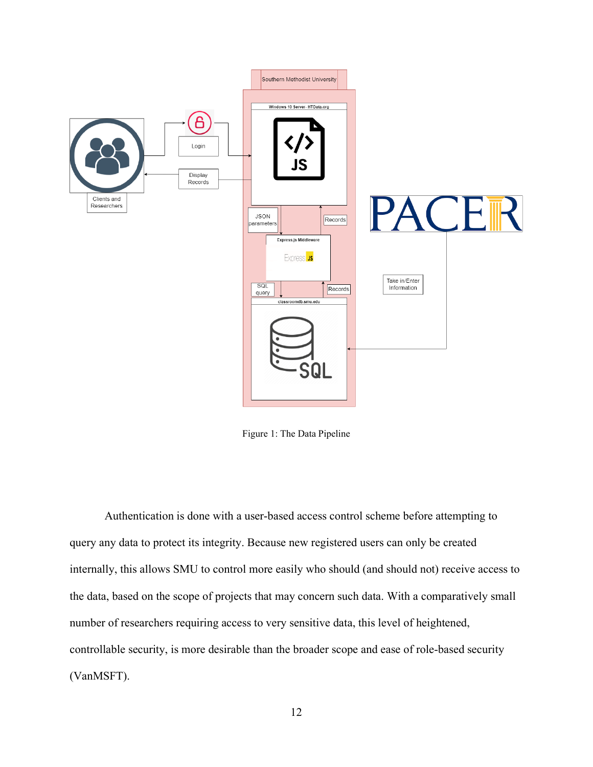Figure 1: The Data Pipeline

Authentication is done with a user-based access control scheme before attempting to query any data to protect its integrity. Because new registered users can only be created internally, this allows SMU to control more easily who should (and should not) receive access to the data, based on the scope of projects that may concern such data. With a comparatively small number of researchers requiring access to very sensitive data, this level of heightened, controllable security, is more desirable than the broader scope and ease of role-based security (VanMSFT).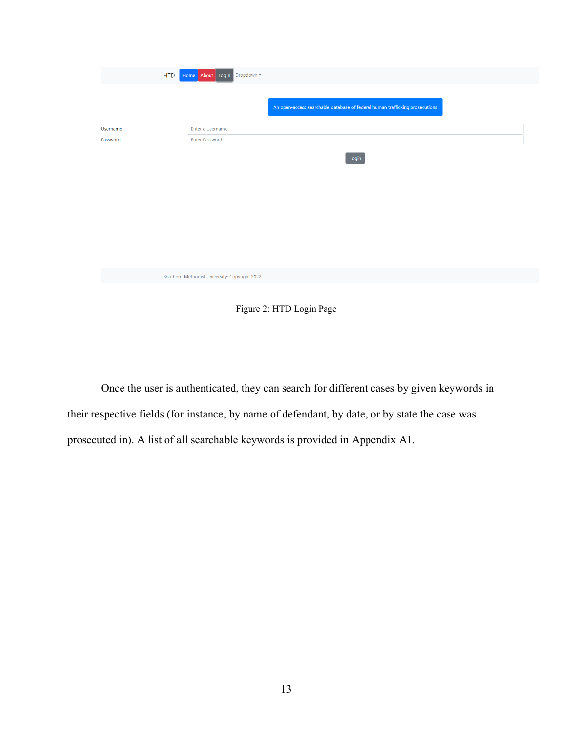Figure 2: HTD Login Page

Once the user is authenticated, they can search for different cases by given keywords in their respective fields (for instance, by name of defendant, by date, or by state the case was prosecuted in). A list of all searchable keywords is provided in Appendix A1.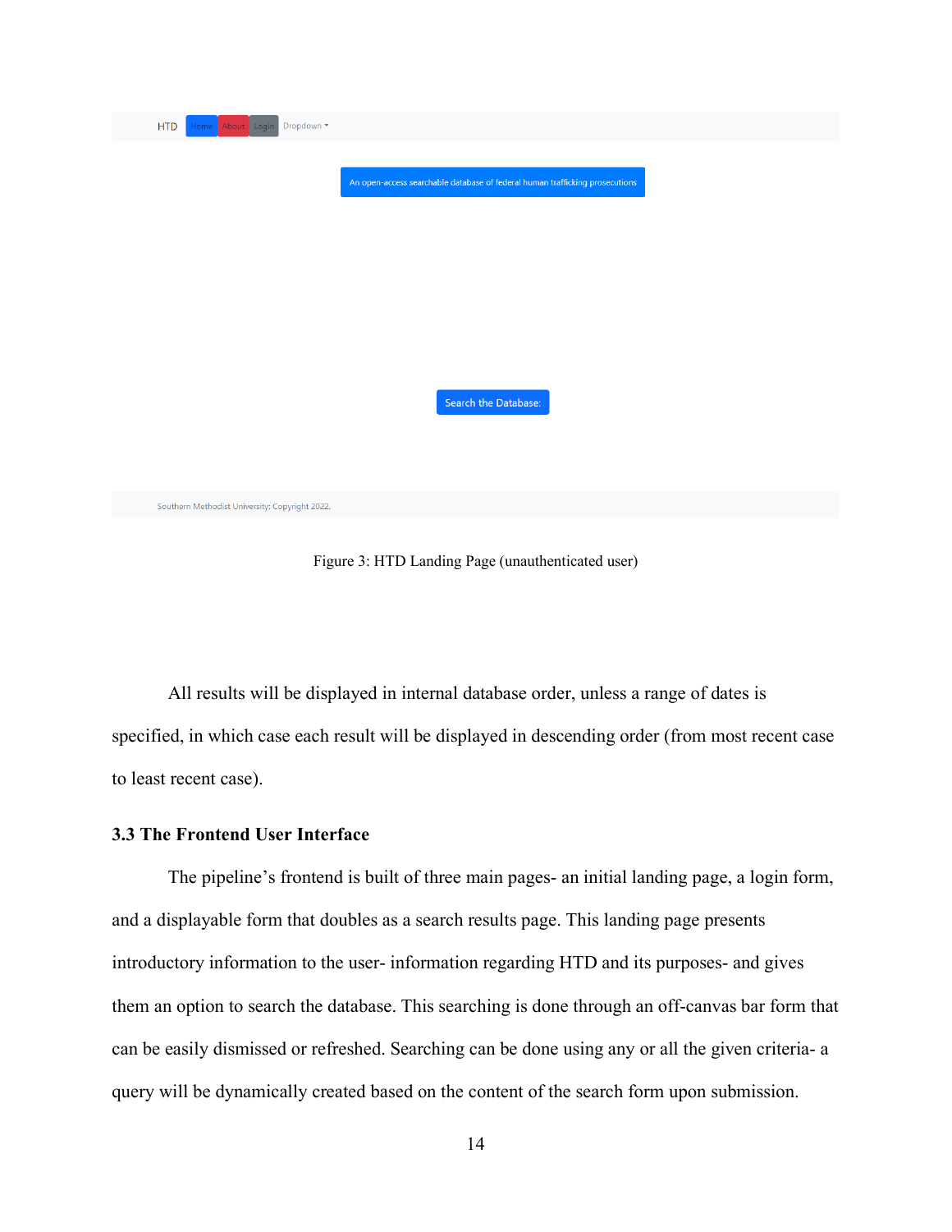HTD Home About Login Dropdown

An open-access searchable database of federal human trafficking prosecutions

Search the Database:

Southern Methodist University: Copyright 2022.

Figure 3: HTD Landing Page (unauthenticated user)

All results will be displayed in internal database order, unless a range of dates is specified, in which case each result will be displayed in descending order (from most recent case to least recent case).

### 3.3 The Frontend User Interface

The pipeline's frontend is built of three main pages- an initial landing page, a login form, and a displayable form that doubles as a search results page. This landing page presents introductory information to the user- information regarding HTD and its purposes- and gives them an option to search the database. This searching is done through an off-canvas bar form that can be easily dismissed or refreshed. Searching can be done using any or all the given criteria- a query will be dynamically created based on the content of the search form upon submission.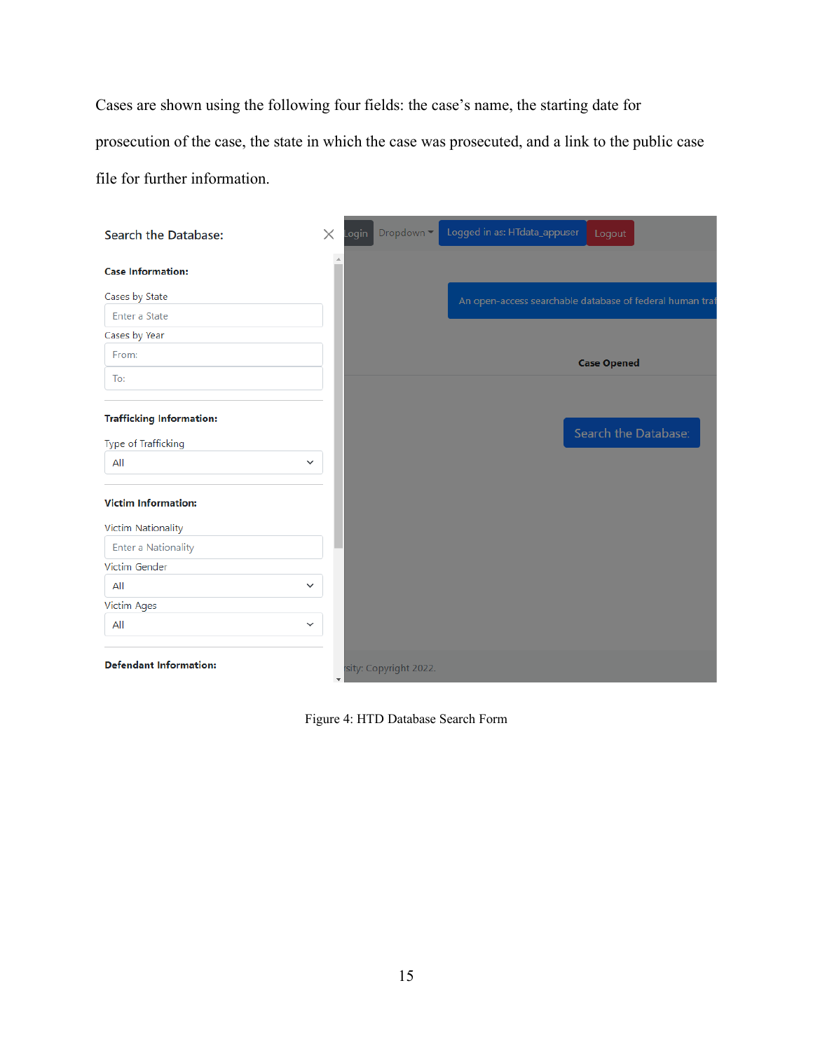Cases are shown using the following four fields: the case's name, the starting date for prosecution of the case, the state in which the case was prosecuted, and a link to the public case file for further information.

Figure 4: HTD Database Search Form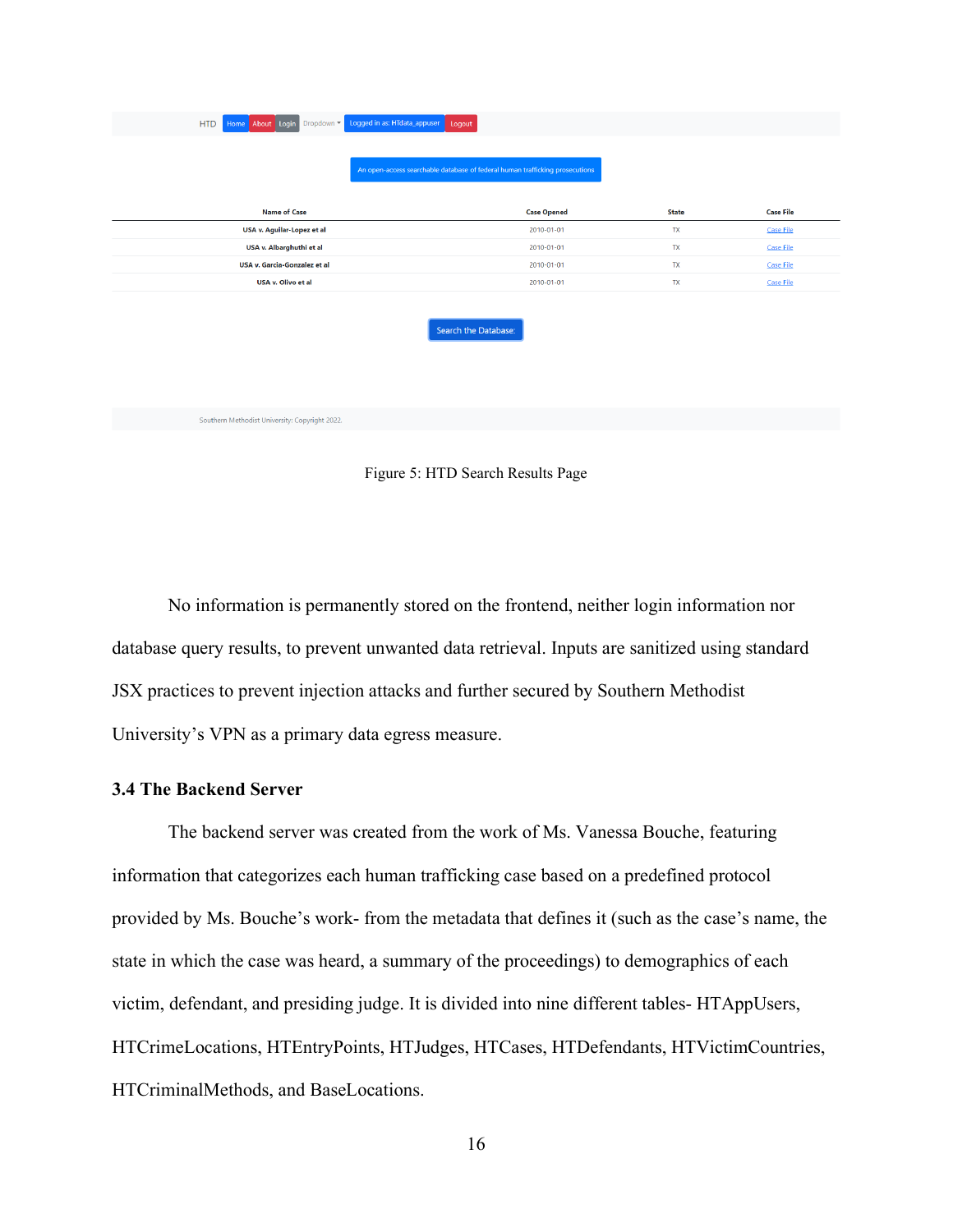Figure 5: HTD Search Results Page

No information is permanently stored on the frontend, neither login information nor database query results, to prevent unwanted data retrieval. Inputs are sanitized using standard JSX practices to prevent injection attacks and further secured by Southern Methodist University's VPN as a primary data egress measure.

### 3.4 The Backend Server

The backend server was created from the work of Ms. Vanessa Bouche, featuring information that categorizes each human trafficking case based on a predefined protocol provided by Ms. Bouche's work- from the metadata that defines it (such as the case's name, the state in which the case was heard, a summary of the proceedings) to demographics of each victim, defendant, and presiding judge. It is divided into nine different tables- HTAppUsers, HTCrimeLocations, HTEntryPoints, HTJudges, HTCases, HTDefendants, HTVictimCountries, HTCriminalMethods, and BaseLocations.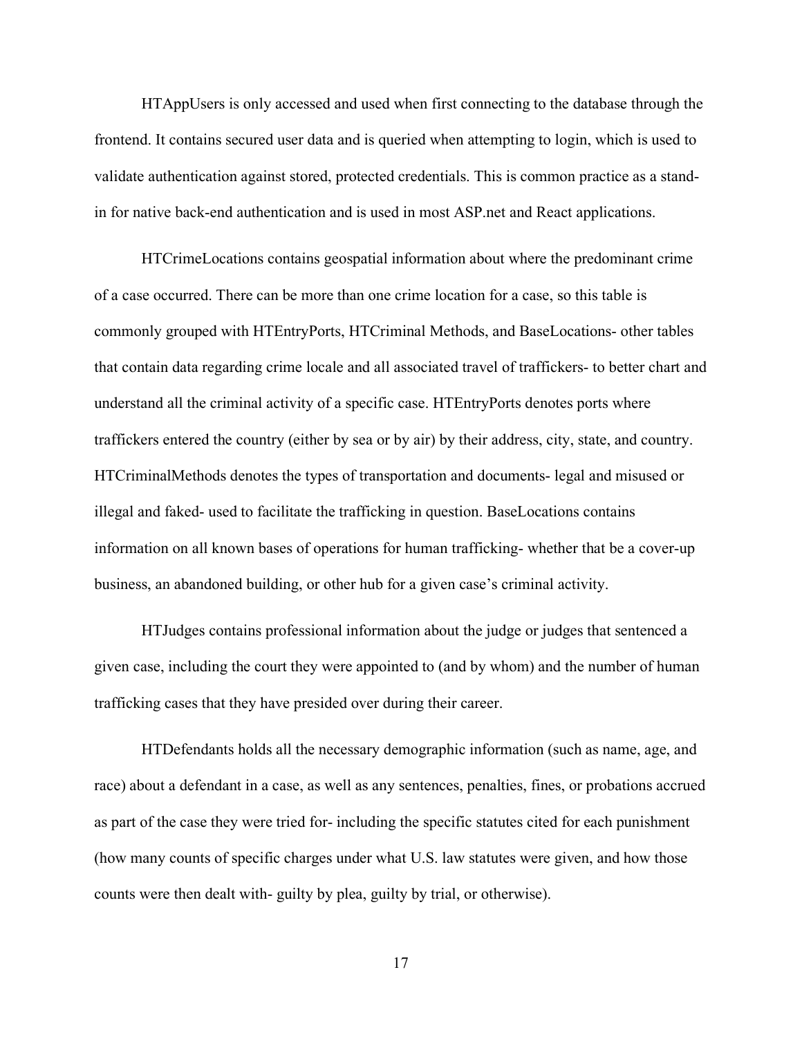HTAppUsers is only accessed and used when first connecting to the database through the frontend. It contains secured user data and is queried when attempting to login, which is used to validate authentication against stored, protected credentials. This is common practice as a stand-in for native back-end authentication and is used in most ASP.net and React applications.

HTCrimeLocations contains geospatial information about where the predominant crime of a case occurred. There can be more than one crime location for a case, so this table is commonly grouped with HTEntryPorts, HTCriminal Methods, and BaseLocations- other tables that contain data regarding crime locale and all associated travel of traffickers- to better chart and understand all the criminal activity of a specific case. HTEntryPorts denotes ports where traffickers entered the country (either by sea or by air) by their address, city, state, and country. HTCriminalMethods denotes the types of transportation and documents- legal and misused or illegal and faked- used to facilitate the trafficking in question. BaseLocations contains information on all known bases of operations for human trafficking- whether that be a cover-up business, an abandoned building, or other hub for a given case's criminal activity.

HTJudges contains professional information about the judge or judges that sentenced a given case, including the court they were appointed to (and by whom) and the number of human trafficking cases that they have presided over during their career.

HTDefendants holds all the necessary demographic information (such as name, age, and race) about a defendant in a case, as well as any sentences, penalties, fines, or probations accrued as part of the case they were tried for- including the specific statutes cited for each punishment (how many counts of specific charges under what U.S. law statutes were given, and how those counts were then dealt with- guilty by plea, guilty by trial, or otherwise).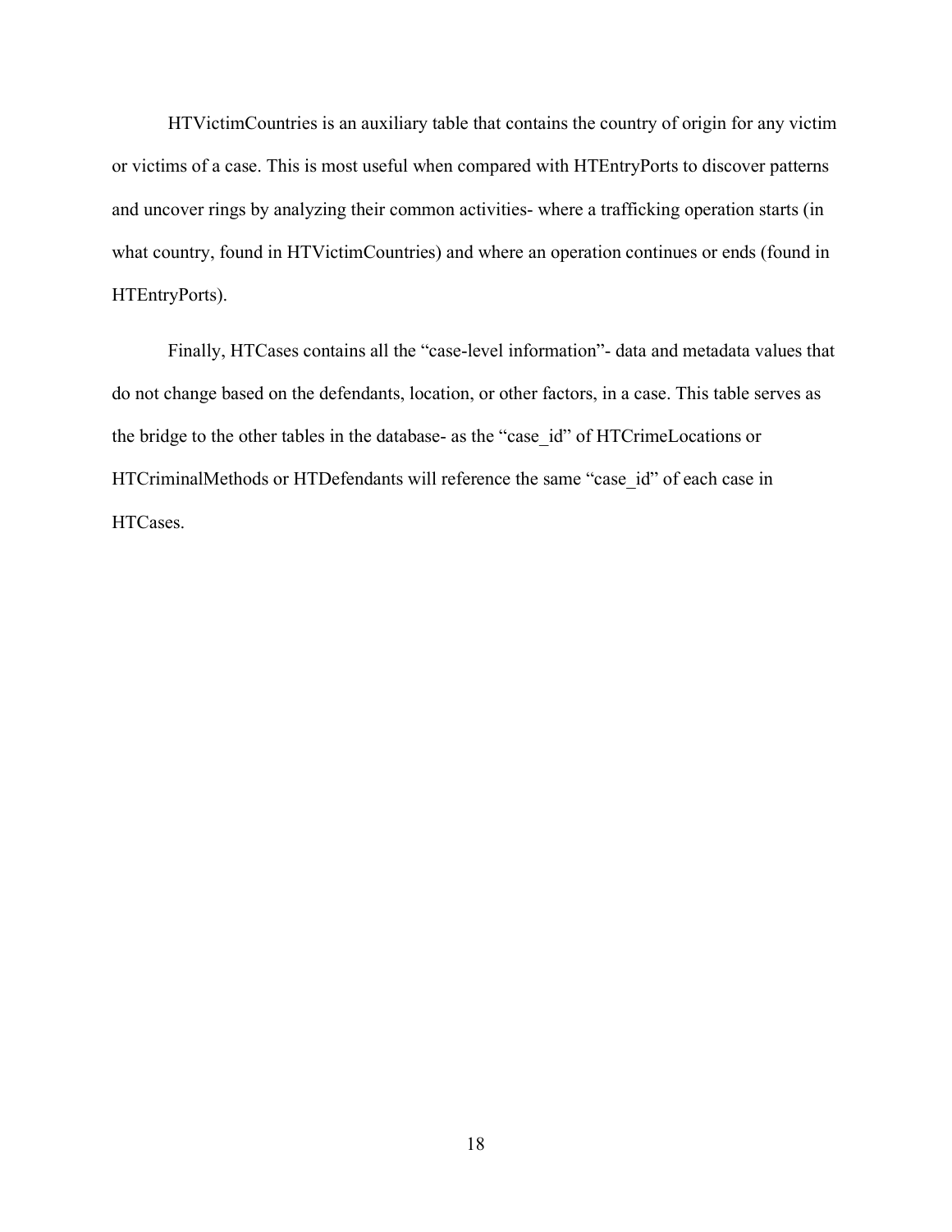HTVictimCountries is an auxiliary table that contains the country of origin for any victim or victims of a case. This is most useful when compared with HTEntryPorts to discover patterns and uncover rings by analyzing their common activities- where a trafficking operation starts (in what country, found in HTVictimCountries) and where an operation continues or ends (found in HTEntryPorts).

Finally, HTCases contains all the "case-level information"- data and metadata values that do not change based on the defendants, location, or other factors, in a case. This table serves as the bridge to the other tables in the database- as the "case_id" of HTCrimeLocations or HTCriminalMethods or HTDefendants will reference the same "case_id" of each case in HTCases.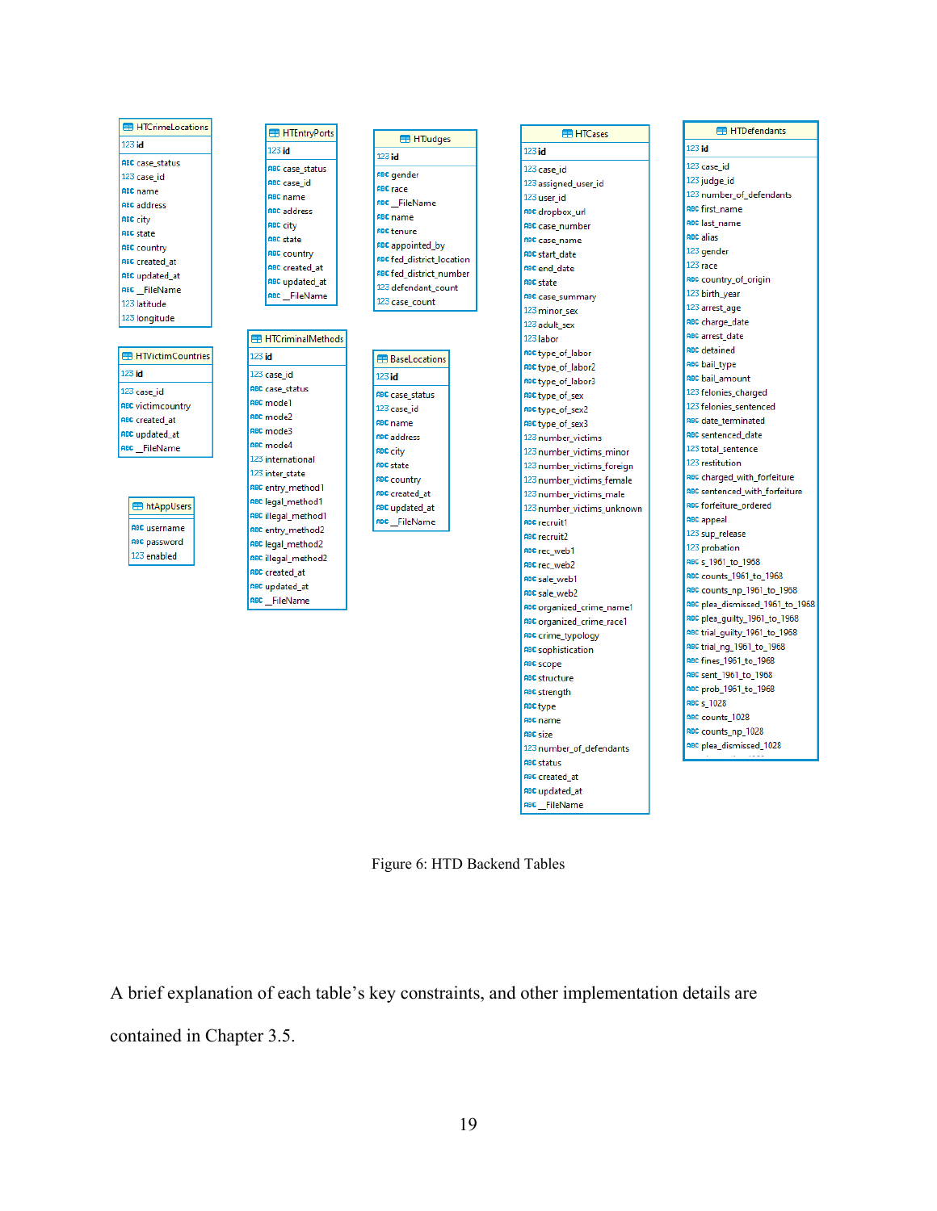**HTCrimeLocations**
- id
- case_status
- case_id
- name
- address
- city
- state
- country
- created_at
- updated_at
- _FileName
- latitude
- longitude

**HTEntryPorts**
- id
- case_status
- case_id
- name
- address
- city
- state
- country
- created_at
- updated_at
- _FileName

**HTJudges**
- id
- gender
- race
- _FileName
- name
- tenure
- appointed_by
- fed_district_location
- fed_district_number
- defendant_count
- case_count

**HTCases**
- id
- case_id
- assigned_user_id
- user_id
- dropbox_url
- case_number
- case_name
- start_date
- end_date
- state
- case_summary
- minor_sex
- adult_sex
- labor
- type_of_labor
- type_of_labor2
- type_of_labor3
- type_of_sex
- type_of_sex2
- type_of_sex3
- number_victims
- number_victims_minor
- number_victims_foreign
- number_victims_female
- number_victims_male
- number_victims_unknown
- recruit1
- recruit2
- rec_web1
- rec_web2
- sale_web1
- sale_web2
- organized_crime_name1
- organized_crime_race1
- crime_typology
- sophistication
- scope
- structure
- strength
- type
- name
- size
- number_of_defendants
- status
- created_at
- updated_at
- _FileName

**HTDefendants**
- id
- case_id
- judge_id
- number_of_defendants
- first_name
- last_name
- alias
- gender
- race
- country_of_origin
- birth_year
- arrest_age
- charge_date
- arrest_date
- detained
- bail_type
- bail_amount
- felonies_charged
- felonies_sentenced
- date_terminated
- sentenced_date
- total_sentence
- restitution
- charged_with_forfeiture
- sentenced_with_forfeiture
- forfeiture_ordered
- appeal
- sup_release
- probation
- s_1961_to_1968
- counts_1961_to_1968
- counts_np_1961_to_1968
- plea_dismissed_1961_to_1968
- plea_guilty_1961_to_1968
- trial_guilty_1961_to_1968
- trial_ng_1961_to_1968
- fines_1961_to_1968
- sent_1961_to_1968
- prob_1961_to_1968
- s_1028
- counts_1028
- counts_np_1028
- plea_dismissed_1028

**HTVictimCountries**
- id
- case_id
- victimcountry
- created_at
- updated_at
- _FileName

**HTCriminalMethods**
- id
- case_id
- case_status
- mode1
- mode2
- mode3
- mode4
- international
- inter_state
- entry_method1
- legal_method1
- illegal_method1
- entry_method2
- legal_method2
- illegal_method2
- created_at
- updated_at
- _FileName

**BaseLocations**
- id
- case_status
- case_id
- name
- address
- city
- state
- country
- created_at
- updated_at
- _FileName

**htAppUsers**
- username
- password
- enabled

Figure 6: HTD Backend Tables

A brief explanation of each table's key constraints, and other implementation details are contained in Chapter 3.5.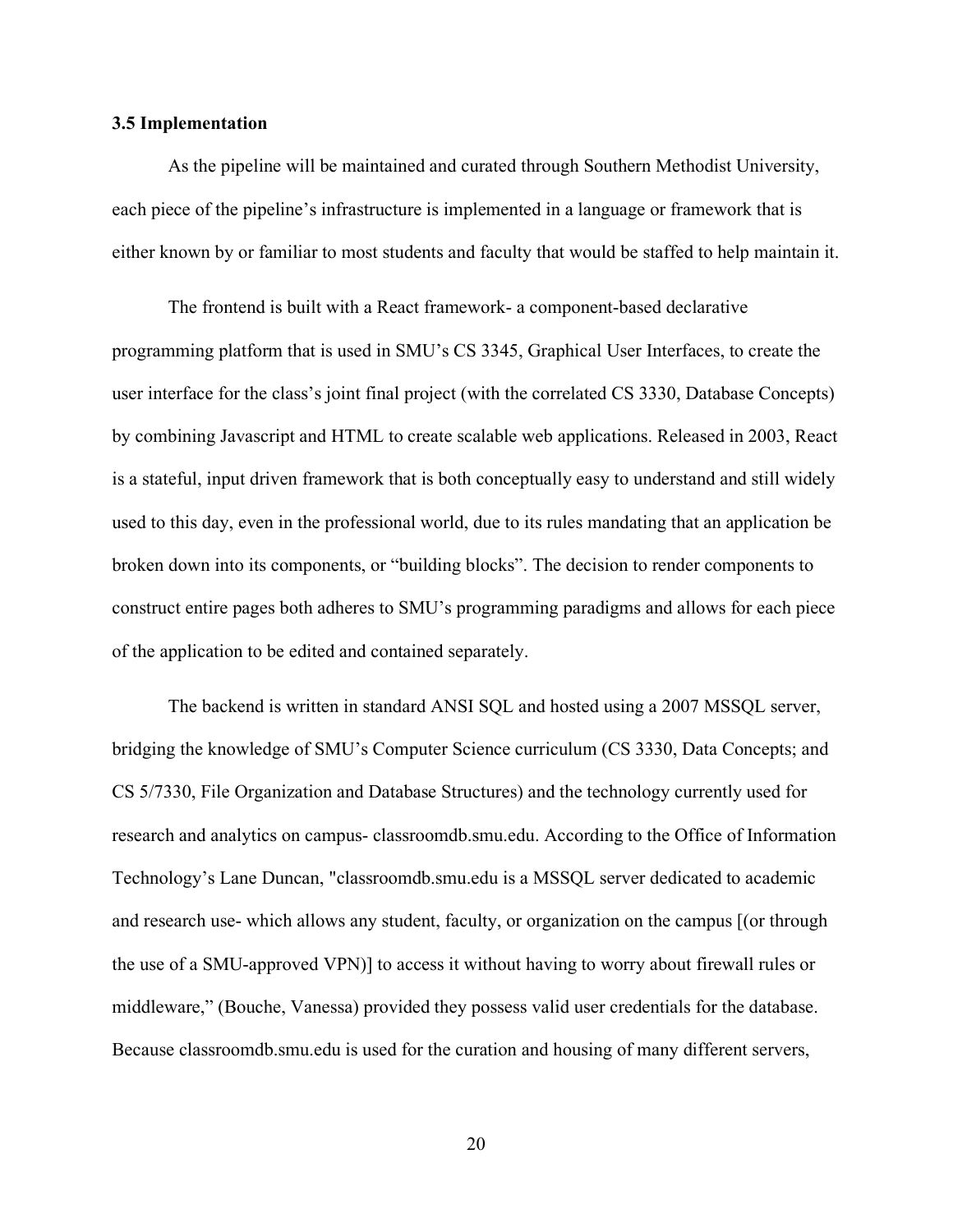### 3.5 Implementation

As the pipeline will be maintained and curated through Southern Methodist University, each piece of the pipeline's infrastructure is implemented in a language or framework that is either known by or familiar to most students and faculty that would be staffed to help maintain it.

The frontend is built with a React framework- a component-based declarative programming platform that is used in SMU's CS 3345, Graphical User Interfaces, to create the user interface for the class's joint final project (with the correlated CS 3330, Database Concepts) by combining Javascript and HTML to create scalable web applications. Released in 2003, React is a stateful, input driven framework that is both conceptually easy to understand and still widely used to this day, even in the professional world, due to its rules mandating that an application be broken down into its components, or "building blocks". The decision to render components to construct entire pages both adheres to SMU's programming paradigms and allows for each piece of the application to be edited and contained separately.

The backend is written in standard ANSI SQL and hosted using a 2007 MSSQL server, bridging the knowledge of SMU's Computer Science curriculum (CS 3330, Data Concepts; and CS 5/7330, File Organization and Database Structures) and the technology currently used for research and analytics on campus- classroomdb.smu.edu. According to the Office of Information Technology's Lane Duncan, "classroomdb.smu.edu is a MSSQL server dedicated to academic and research use- which allows any student, faculty, or organization on the campus [(or through the use of a SMU-approved VPN)] to access it without having to worry about firewall rules or middleware," (Bouche, Vanessa) provided they possess valid user credentials for the database. Because classroomdb.smu.edu is used for the curation and housing of many different servers,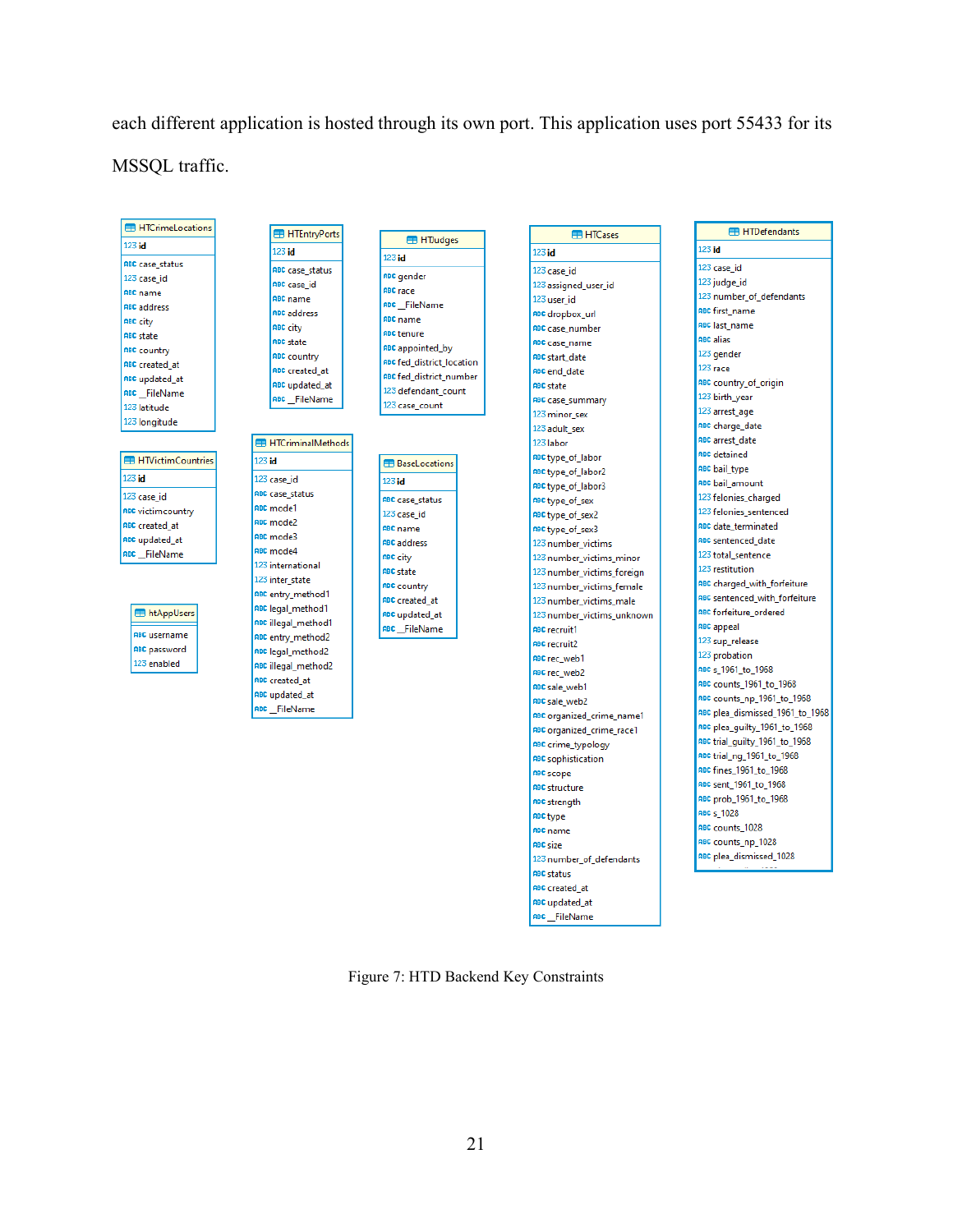each different application is hosted through its own port. This application uses port 55433 for its MSSQL traffic.

**HTCrimeLocations**
- 123 id
- ABC case_status
- 123 case_id
- ABC name
- ABC address
- ABC city
- ABC state
- ABC country
- ABC created_at
- ABC updated_at
- ABC _FileName
- 123 latitude
- 123 longitude

**HTVictimCountries**
- 123 id
- 123 case_id
- ABC victimcountry
- ABC created_at
- ABC updated_at
- ABC _FileName

**htAppUsers**
- ABC username
- ABC password
- 123 enabled

**HTEntryPorts**
- 123 id
- ABC case_status
- ABC case_id
- ABC name
- ABC address
- ABC city
- ABC state
- ABC country
- ABC created_at
- ABC updated_at
- ABC _FileName

**HTCriminalMethods**
- 123 id
- 123 case_id
- ABC case_status
- ABC mode1
- ABC mode2
- ABC mode3
- ABC mode4
- 123 international
- 123 inter_state
- ABC entry_method1
- ABC legal_method1
- ABC illegal_method1
- ABC entry_method2
- ABC legal_method2
- ABC illegal_method2
- ABC created_at
- ABC updated_at
- ABC _FileName

**HTJudges**
- 123 id
- ABC gender
- ABC race
- ABC _FileName
- ABC name
- ABC tenure
- ABC appointed_by
- ABC fed_district_location
- ABC fed_district_number
- 123 defendant_count
- 123 case_count

**BaseLocations**
- 123 id
- ABC case_status
- 123 case_id
- ABC name
- ABC address
- ABC city
- ABC state
- ABC country
- ABC created_at
- ABC updated_at
- ABC _FileName

**HTCases**
- 123 id
- 123 case_id
- 123 assigned_user_id
- 123 user_id
- ABC dropbox_url
- ABC case_number
- ABC case_name
- ABC start_date
- ABC end_date
- ABC state
- ABC case_summary
- 123 minor_sex
- 123 adult_sex
- 123 labor
- ABC type_of_labor
- ABC type_of_labor2
- ABC type_of_labor3
- ABC type_of_sex
- ABC type_of_sex2
- ABC type_of_sex3
- 123 number_victims
- 123 number_victims_minor
- 123 number_victims_foreign
- 123 number_victims_female
- 123 number_victims_male
- 123 number_victims_unknown
- ABC recruit1
- ABC recruit2
- ABC rec_web1
- ABC rec_web2
- ABC sale_web1
- ABC sale_web2
- ABC organized_crime_name1
- ABC organized_crime_race1
- ABC crime_typology
- ABC sophistication
- ABC scope
- ABC structure
- ABC strength
- ABC type
- ABC name
- ABC size
- 123 number_of_defendants
- ABC status
- ABC created_at
- ABC updated_at
- ABC _FileName

**HTDefendants**
- 123 id
- 123 case_id
- 123 judge_id
- 123 number_of_defendants
- ABC first_name
- ABC last_name
- ABC alias
- 123 gender
- 123 race
- ABC country_of_origin
- 123 birth_year
- 123 arrest_age
- ABC charge_date
- ABC arrest_date
- ABC detained
- ABC bail_type
- ABC bail_amount
- 123 felonies_charged
- 123 felonies_sentenced
- ABC date_terminated
- ABC sentenced_date
- 123 total_sentence
- 123 restitution
- ABC charged_with_forfeiture
- ABC sentenced_with_forfeiture
- ABC forfeiture_ordered
- ABC appeal
- 123 sup_release
- 123 probation
- ABC s_1961_to_1968
- ABC counts_1961_to_1968
- ABC counts_np_1961_to_1968
- ABC plea_dismissed_1961_to_1968
- ABC plea_guilty_1961_to_1968
- ABC trial_guilty_1961_to_1968
- ABC trial_ng_1961_to_1968
- ABC fines_1961_to_1968
- ABC sent_1961_to_1968
- ABC prob_1961_to_1968
- ABC s_1028
- ABC counts_1028
- ABC counts_np_1028
- ABC plea_dismissed_1028

Figure 7: HTD Backend Key Constraints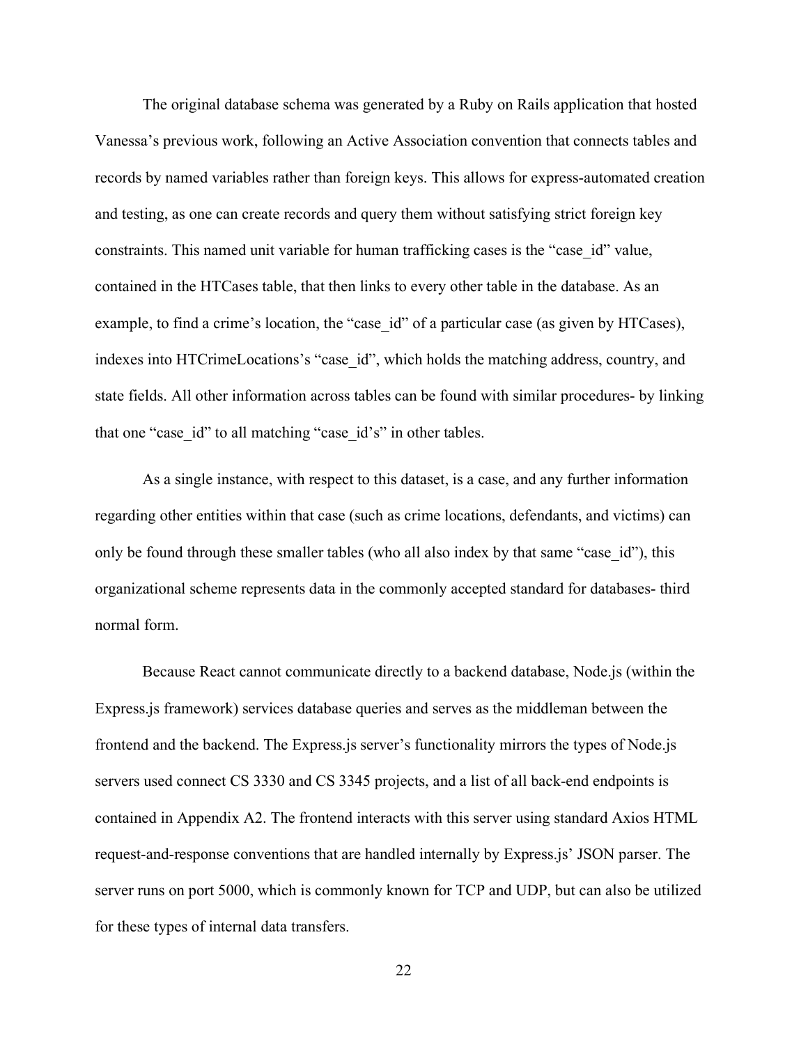The original database schema was generated by a Ruby on Rails application that hosted Vanessa's previous work, following an Active Association convention that connects tables and records by named variables rather than foreign keys. This allows for express-automated creation and testing, as one can create records and query them without satisfying strict foreign key constraints. This named unit variable for human trafficking cases is the "case_id" value, contained in the HTCases table, that then links to every other table in the database. As an example, to find a crime's location, the "case_id" of a particular case (as given by HTCases), indexes into HTCrimeLocations's "case_id", which holds the matching address, country, and state fields. All other information across tables can be found with similar procedures- by linking that one "case_id" to all matching "case_id's" in other tables.

As a single instance, with respect to this dataset, is a case, and any further information regarding other entities within that case (such as crime locations, defendants, and victims) can only be found through these smaller tables (who all also index by that same "case_id"), this organizational scheme represents data in the commonly accepted standard for databases- third normal form.

Because React cannot communicate directly to a backend database, Node.js (within the Express.js framework) services database queries and serves as the middleman between the frontend and the backend. The Express.js server's functionality mirrors the types of Node.js servers used connect CS 3330 and CS 3345 projects, and a list of all back-end endpoints is contained in Appendix A2. The frontend interacts with this server using standard Axios HTML request-and-response conventions that are handled internally by Express.js' JSON parser. The server runs on port 5000, which is commonly known for TCP and UDP, but can also be utilized for these types of internal data transfers.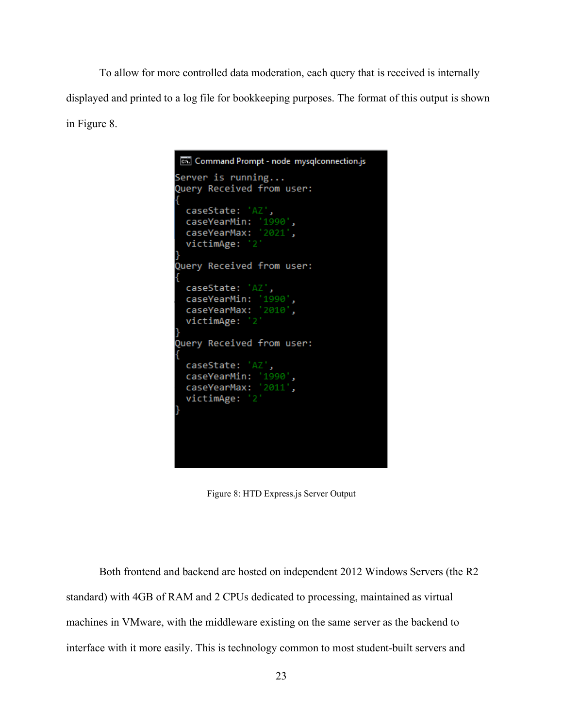To allow for more controlled data moderation, each query that is received is internally displayed and printed to a log file for bookkeeping purposes. The format of this output is shown in Figure 8.

```
Command Prompt - node mysqlconnection.js
Server is running...
Query Received from user:
{
  caseState: 'AZ',
  caseYearMin: '1990',
  caseYearMax: '2021',
  victimAge: '2'
}
Query Received from user:
{
  caseState: 'AZ',
  caseYearMin: '1990',
  caseYearMax: '2010',
  victimAge: '2'
}
Query Received from user:
{
  caseState: 'AZ',
  caseYearMin: '1990',
  caseYearMax: '2011',
  victimAge: '2'
}
```

Figure 8: HTD Express.js Server Output

Both frontend and backend are hosted on independent 2012 Windows Servers (the R2 standard) with 4GB of RAM and 2 CPUs dedicated to processing, maintained as virtual machines in VMware, with the middleware existing on the same server as the backend to interface with it more easily. This is technology common to most student-built servers and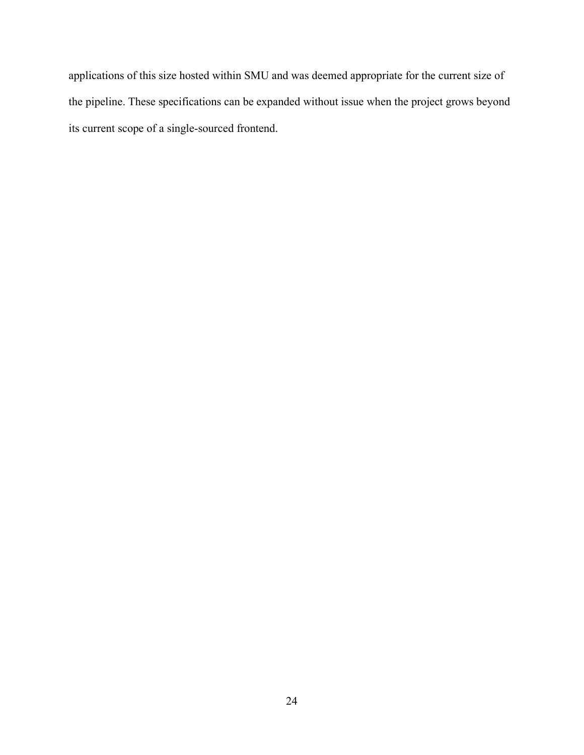applications of this size hosted within SMU and was deemed appropriate for the current size of the pipeline. These specifications can be expanded without issue when the project grows beyond its current scope of a single-sourced frontend.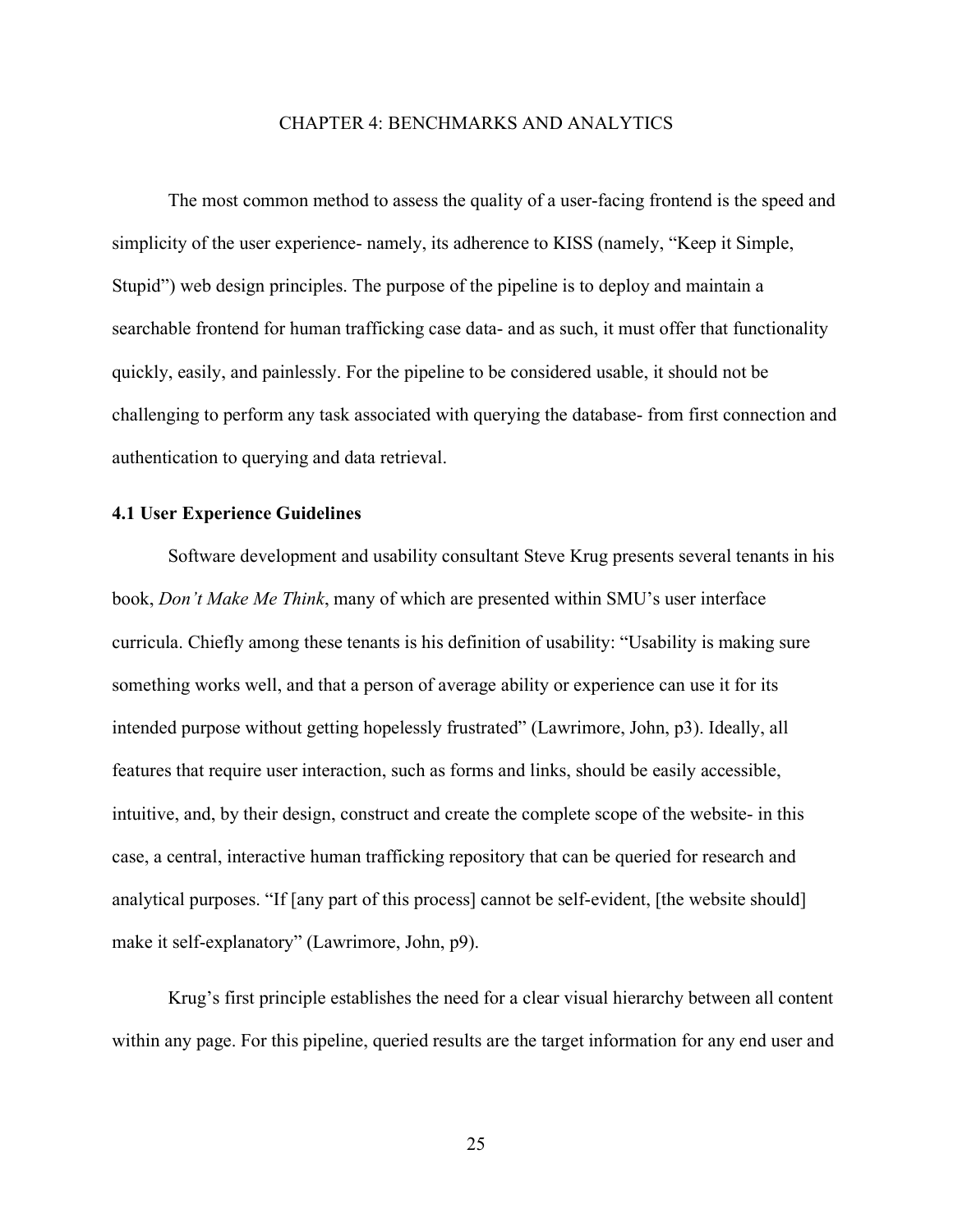# CHAPTER 4: BENCHMARKS AND ANALYTICS

The most common method to assess the quality of a user-facing frontend is the speed and simplicity of the user experience- namely, its adherence to KISS (namely, "Keep it Simple, Stupid") web design principles. The purpose of the pipeline is to deploy and maintain a searchable frontend for human trafficking case data- and as such, it must offer that functionality quickly, easily, and painlessly. For the pipeline to be considered usable, it should not be challenging to perform any task associated with querying the database- from first connection and authentication to querying and data retrieval.

## 4.1 User Experience Guidelines

Software development and usability consultant Steve Krug presents several tenants in his book, *Don't Make Me Think*, many of which are presented within SMU's user interface curricula. Chiefly among these tenants is his definition of usability: "Usability is making sure something works well, and that a person of average ability or experience can use it for its intended purpose without getting hopelessly frustrated" (Lawrimore, John, p3). Ideally, all features that require user interaction, such as forms and links, should be easily accessible, intuitive, and, by their design, construct and create the complete scope of the website- in this case, a central, interactive human trafficking repository that can be queried for research and analytical purposes. "If [any part of this process] cannot be self-evident, [the website should] make it self-explanatory" (Lawrimore, John, p9).

Krug's first principle establishes the need for a clear visual hierarchy between all content within any page. For this pipeline, queried results are the target information for any end user and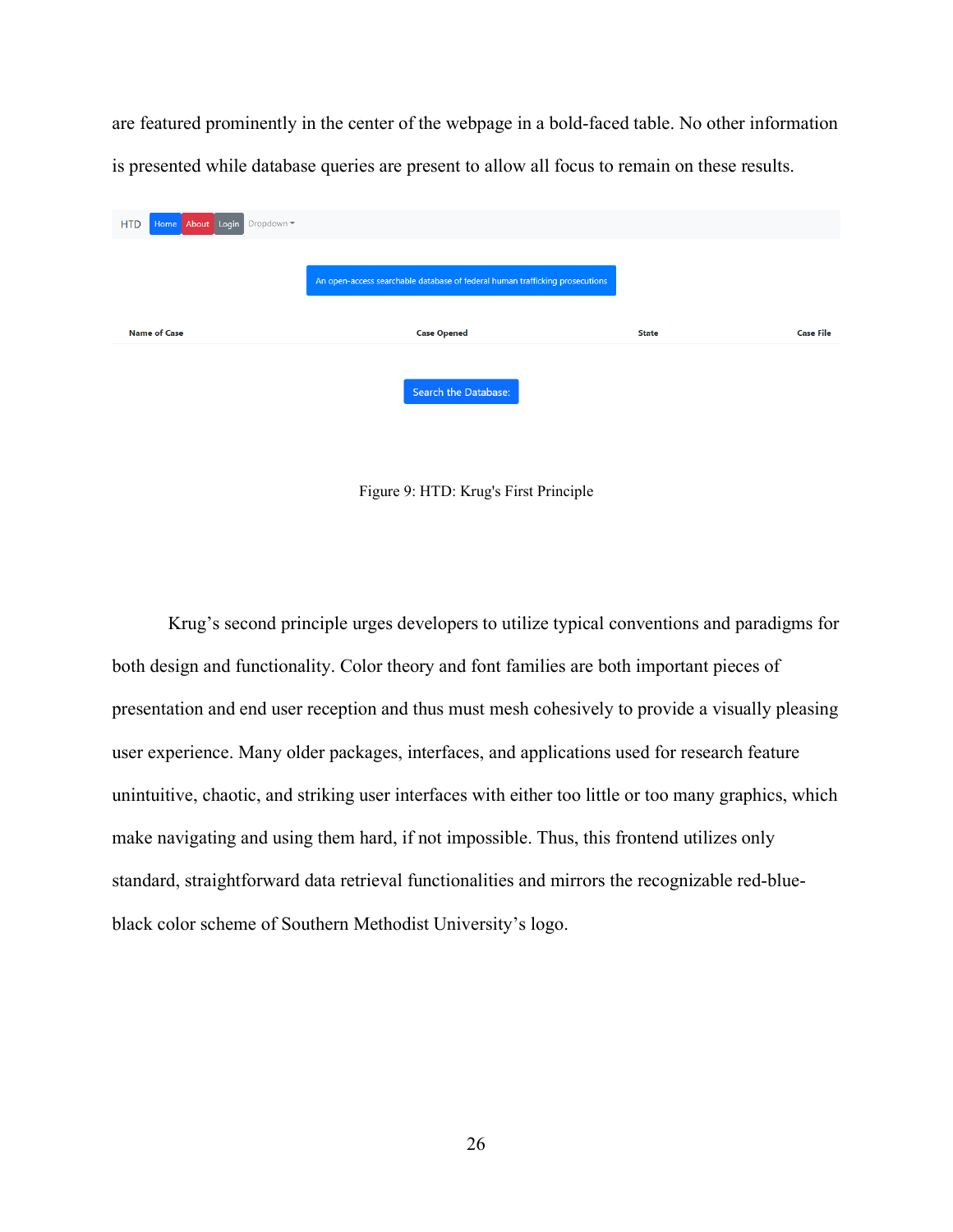are featured prominently in the center of the webpage in a bold-faced table. No other information is presented while database queries are present to allow all focus to remain on these results.

Figure 9: HTD: Krug's First Principle

Krug's second principle urges developers to utilize typical conventions and paradigms for both design and functionality. Color theory and font families are both important pieces of presentation and end user reception and thus must mesh cohesively to provide a visually pleasing user experience. Many older packages, interfaces, and applications used for research feature unintuitive, chaotic, and striking user interfaces with either too little or too many graphics, which make navigating and using them hard, if not impossible. Thus, this frontend utilizes only standard, straightforward data retrieval functionalities and mirrors the recognizable red-blue-black color scheme of Southern Methodist University's logo.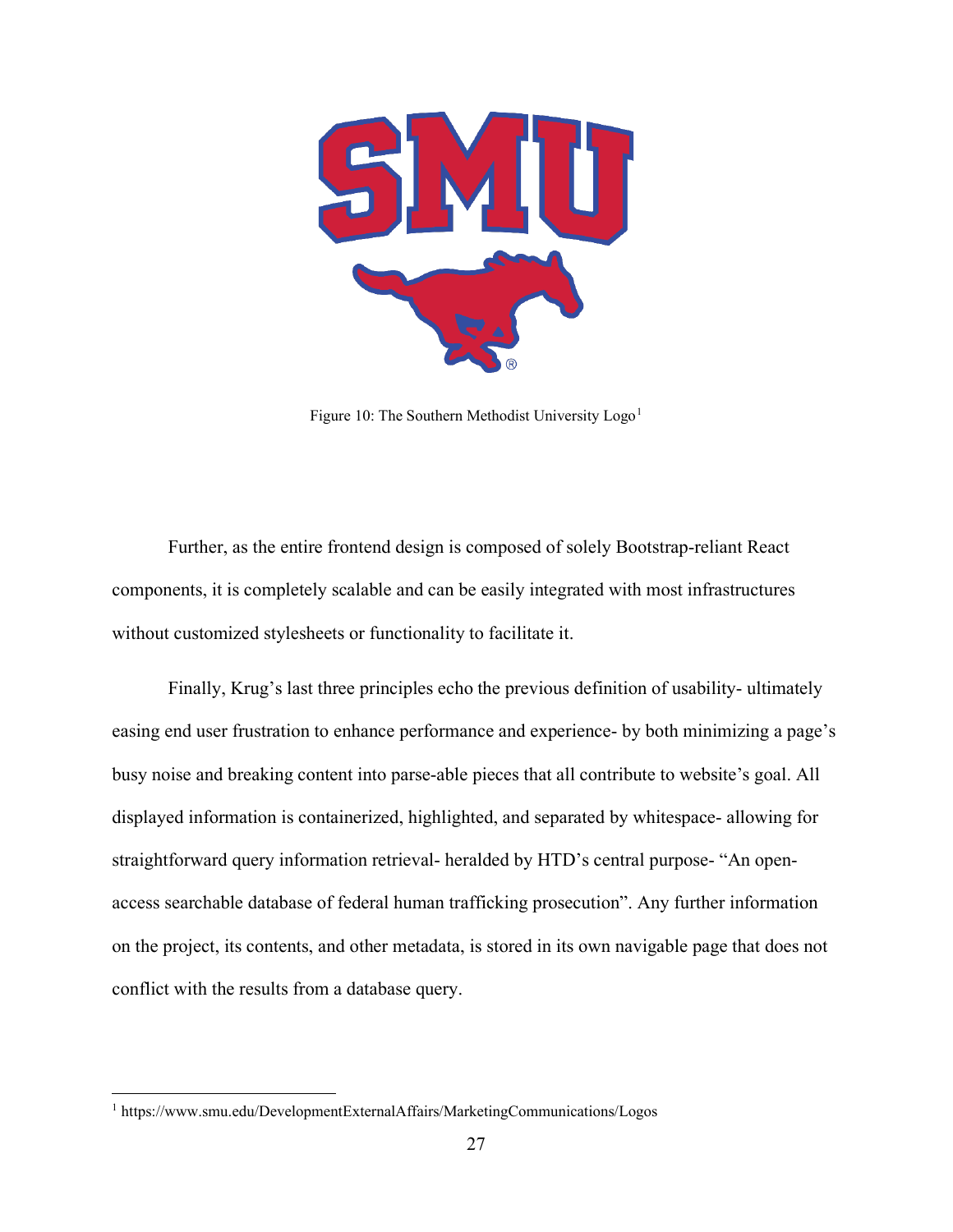Figure 10: The Southern Methodist University Logo[1]

Further, as the entire frontend design is composed of solely Bootstrap-reliant React components, it is completely scalable and can be easily integrated with most infrastructures without customized stylesheets or functionality to facilitate it.

Finally, Krug's last three principles echo the previous definition of usability- ultimately easing end user frustration to enhance performance and experience- by both minimizing a page's busy noise and breaking content into parse-able pieces that all contribute to website's goal. All displayed information is containerized, highlighted, and separated by whitespace- allowing for straightforward query information retrieval- heralded by HTD's central purpose- "An open-access searchable database of federal human trafficking prosecution". Any further information on the project, its contents, and other metadata, is stored in its own navigable page that does not conflict with the results from a database query.

[1] https://www.smu.edu/DevelopmentExternalAffairs/MarketingCommunications/Logos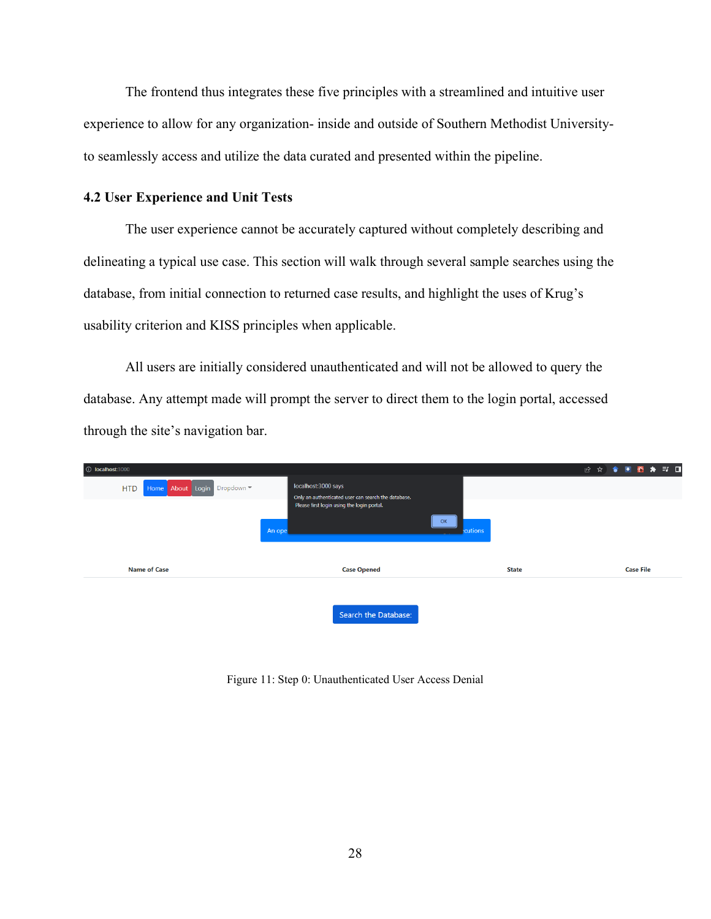The frontend thus integrates these five principles with a streamlined and intuitive user experience to allow for any organization- inside and outside of Southern Methodist University- to seamlessly access and utilize the data curated and presented within the pipeline.

### 4.2 User Experience and Unit Tests

The user experience cannot be accurately captured without completely describing and delineating a typical use case. This section will walk through several sample searches using the database, from initial connection to returned case results, and highlight the uses of Krug's usability criterion and KISS principles when applicable.

All users are initially considered unauthenticated and will not be allowed to query the database. Any attempt made will prompt the server to direct them to the login portal, accessed through the site's navigation bar.

Figure 11: Step 0: Unauthenticated User Access Denial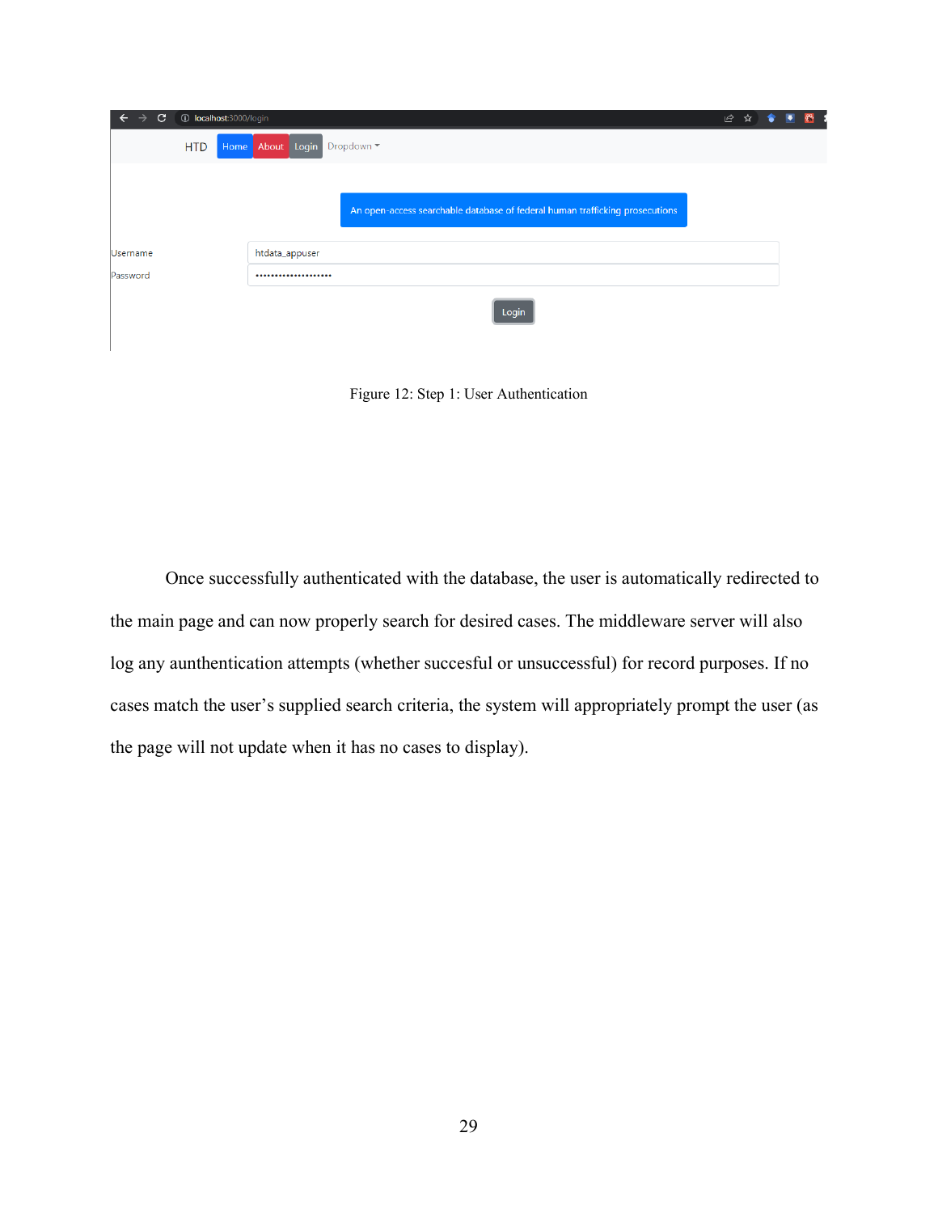Figure 12: Step 1: User Authentication

Once successfully authenticated with the database, the user is automatically redirected to the main page and can now properly search for desired cases. The middleware server will also log any aunthentication attempts (whether succesful or unsuccessful) for record purposes. If no cases match the user's supplied search criteria, the system will appropriately prompt the user (as the page will not update when it has no cases to display).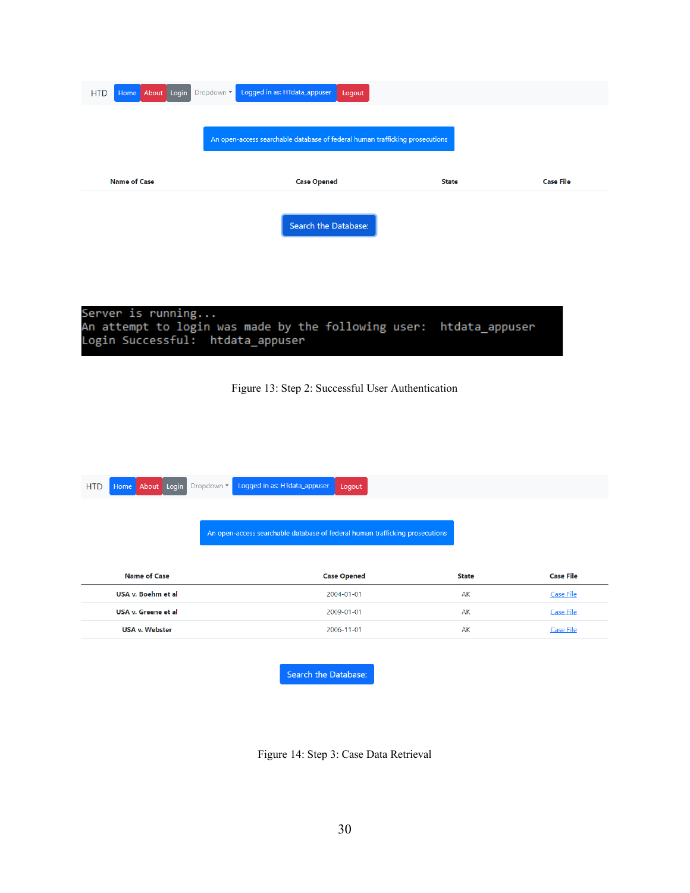HTD Home About Login Dropdown Logged in as: HTdata_appuser Logout

An open-access searchable database of federal human trafficking prosecutions

| Name of Case | Case Opened | State | Case File |
|---|---|---|---|

Search the Database:

```
Server is running...
An attempt to login was made by the following user:  htdata_appuser
Login Successful:  htdata_appuser
```

Figure 13: Step 2: Successful User Authentication

HTD Home About Login Dropdown Logged in as: HTdata_appuser Logout

An open-access searchable database of federal human trafficking prosecutions

| Name of Case | Case Opened | State | Case File |
|---|---|---|---|
| USA v. Boehm et al | 2004-01-01 | AK | Case File |
| USA v. Greene et al | 2009-01-01 | AK | Case File |
| USA v. Webster | 2006-11-01 | AK | Case File |

Search the Database:

Figure 14: Step 3: Case Data Retrieval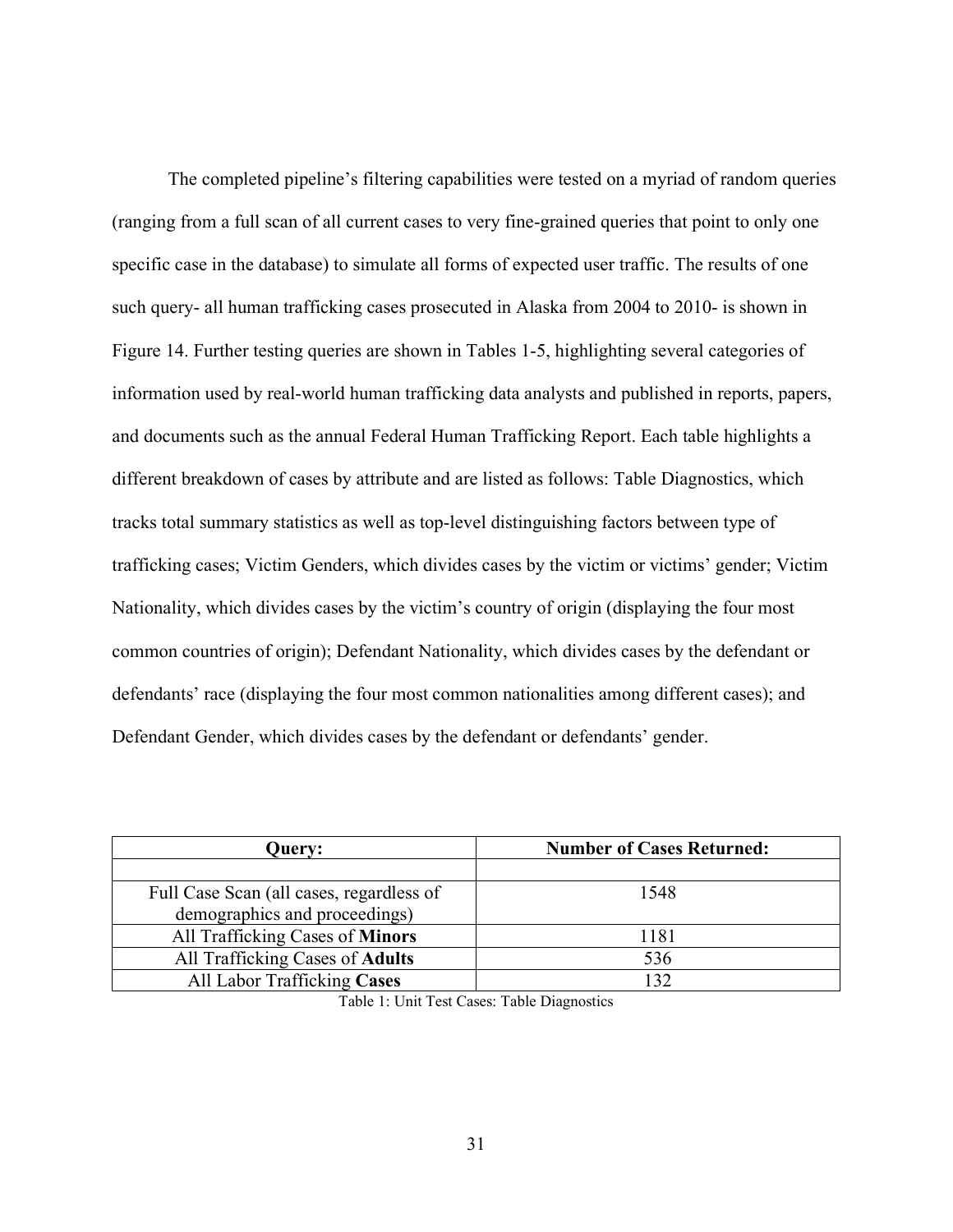The completed pipeline's filtering capabilities were tested on a myriad of random queries (ranging from a full scan of all current cases to very fine-grained queries that point to only one specific case in the database) to simulate all forms of expected user traffic. The results of one such query- all human trafficking cases prosecuted in Alaska from 2004 to 2010- is shown in Figure 14. Further testing queries are shown in Tables 1-5, highlighting several categories of information used by real-world human trafficking data analysts and published in reports, papers, and documents such as the annual Federal Human Trafficking Report. Each table highlights a different breakdown of cases by attribute and are listed as follows: Table Diagnostics, which tracks total summary statistics as well as top-level distinguishing factors between type of trafficking cases; Victim Genders, which divides cases by the victim or victims' gender; Victim Nationality, which divides cases by the victim's country of origin (displaying the four most common countries of origin); Defendant Nationality, which divides cases by the defendant or defendants' race (displaying the four most common nationalities among different cases); and Defendant Gender, which divides cases by the defendant or defendants' gender.

| **Query:** | **Number of Cases Returned:** |
|---|---|
| | |
| Full Case Scan (all cases, regardless of demographics and proceedings) | 1548 |
| All Trafficking Cases of **Minors** | 1181 |
| All Trafficking Cases of **Adults** | 536 |
| All Labor Trafficking **Cases** | 132 |

Table 1: Unit Test Cases: Table Diagnostics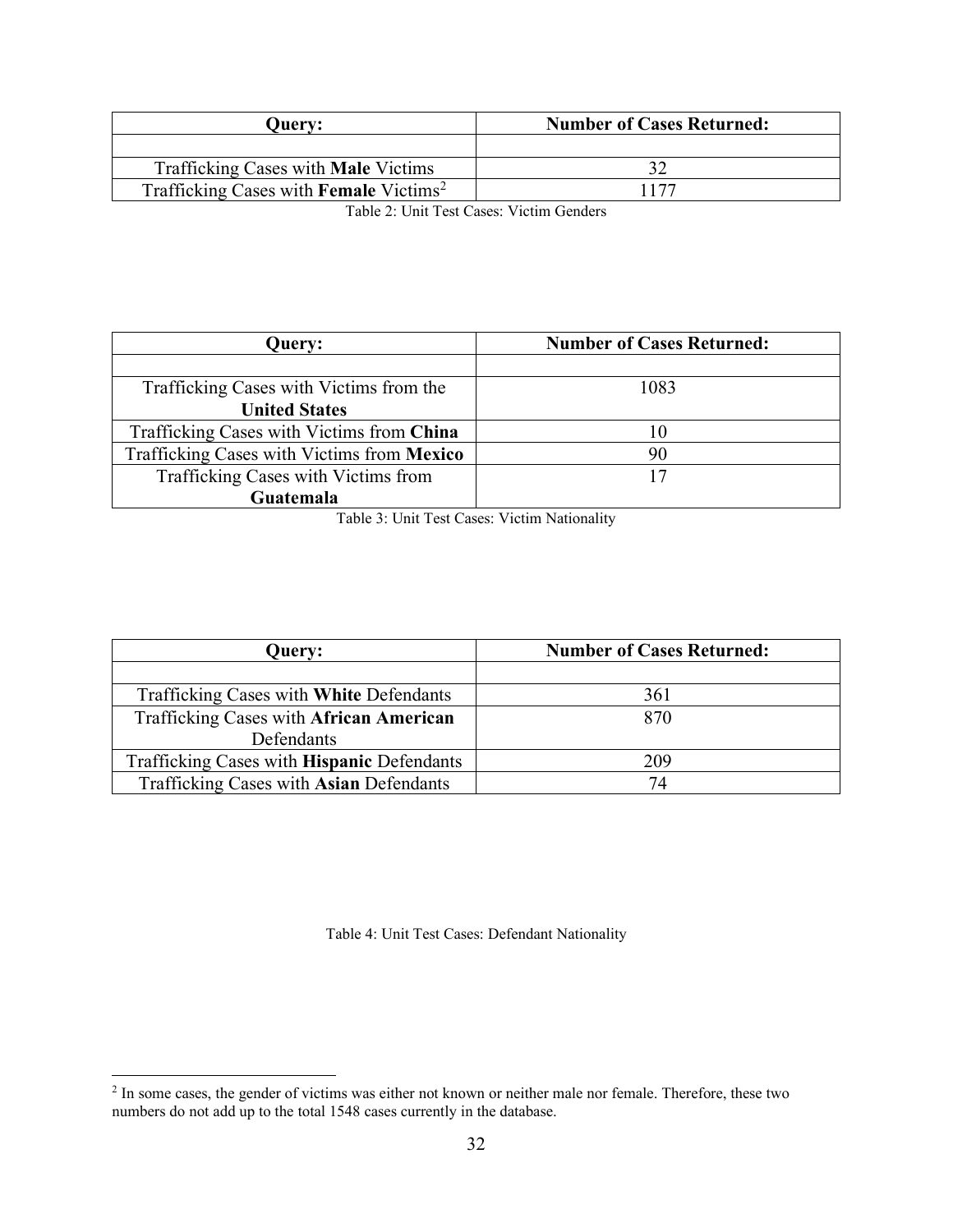| Query: | Number of Cases Returned: |
| --- | --- |
| | |
| Trafficking Cases with **Male** Victims | 32 |
| Trafficking Cases with **Female** Victims[2] | 1177 |

Table 2: Unit Test Cases: Victim Genders

| Query: | Number of Cases Returned: |
| --- | --- |
| | |
| Trafficking Cases with Victims from the **United States** | 1083 |
| Trafficking Cases with Victims from **China** | 10 |
| Trafficking Cases with Victims from **Mexico** | 90 |
| Trafficking Cases with Victims from **Guatemala** | 17 |

Table 3: Unit Test Cases: Victim Nationality

| Query: | Number of Cases Returned: |
| --- | --- |
| | |
| Trafficking Cases with **White** Defendants | 361 |
| Trafficking Cases with **African American** Defendants | 870 |
| Trafficking Cases with **Hispanic** Defendants | 209 |
| Trafficking Cases with **Asian** Defendants | 74 |

Table 4: Unit Test Cases: Defendant Nationality

[2] In some cases, the gender of victims was either not known or neither male nor female. Therefore, these two numbers do not add up to the total 1548 cases currently in the database.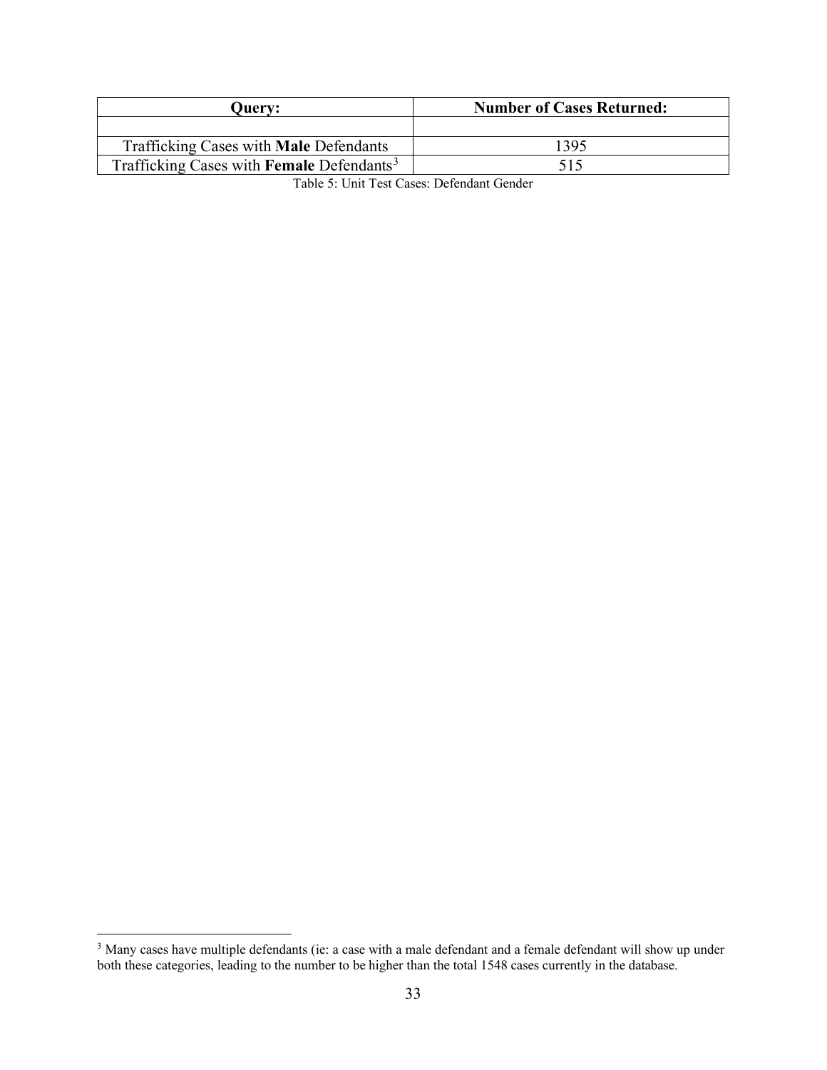| **Query:** | **Number of Cases Returned:** |
| --- | --- |
| | |
| Trafficking Cases with **Male** Defendants | 1395 |
| Trafficking Cases with **Female** Defendants[3] | 515 |

Table 5: Unit Test Cases: Defendant Gender

[3] Many cases have multiple defendants (ie: a case with a male defendant and a female defendant will show up under both these categories, leading to the number to be higher than the total 1548 cases currently in the database.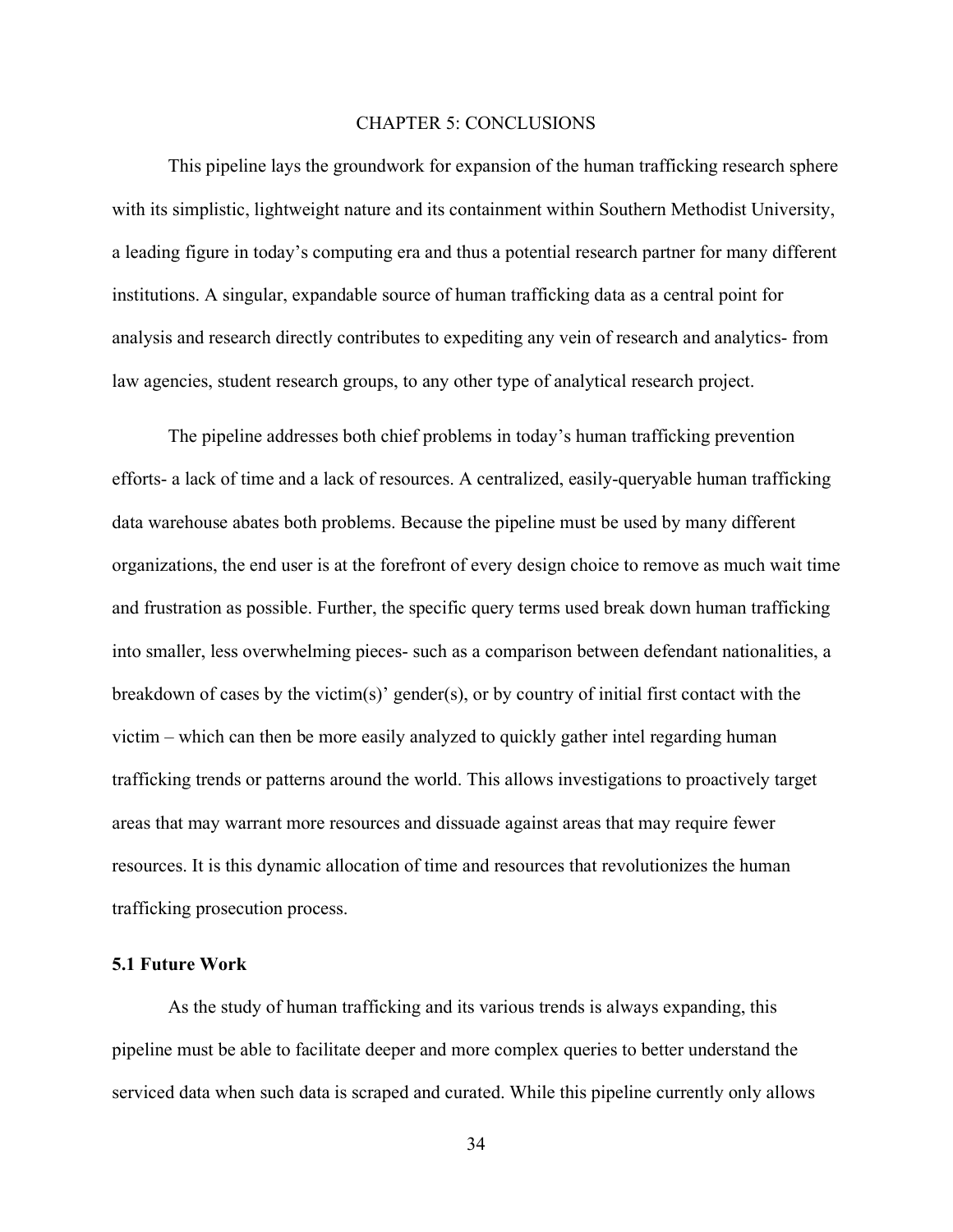# CHAPTER 5: CONCLUSIONS

This pipeline lays the groundwork for expansion of the human trafficking research sphere with its simplistic, lightweight nature and its containment within Southern Methodist University, a leading figure in today's computing era and thus a potential research partner for many different institutions. A singular, expandable source of human trafficking data as a central point for analysis and research directly contributes to expediting any vein of research and analytics- from law agencies, student research groups, to any other type of analytical research project.

The pipeline addresses both chief problems in today's human trafficking prevention efforts- a lack of time and a lack of resources. A centralized, easily-queryable human trafficking data warehouse abates both problems. Because the pipeline must be used by many different organizations, the end user is at the forefront of every design choice to remove as much wait time and frustration as possible. Further, the specific query terms used break down human trafficking into smaller, less overwhelming pieces- such as a comparison between defendant nationalities, a breakdown of cases by the victim(s)' gender(s), or by country of initial first contact with the victim – which can then be more easily analyzed to quickly gather intel regarding human trafficking trends or patterns around the world. This allows investigations to proactively target areas that may warrant more resources and dissuade against areas that may require fewer resources. It is this dynamic allocation of time and resources that revolutionizes the human trafficking prosecution process.

## 5.1 Future Work

As the study of human trafficking and its various trends is always expanding, this pipeline must be able to facilitate deeper and more complex queries to better understand the serviced data when such data is scraped and curated. While this pipeline currently only allows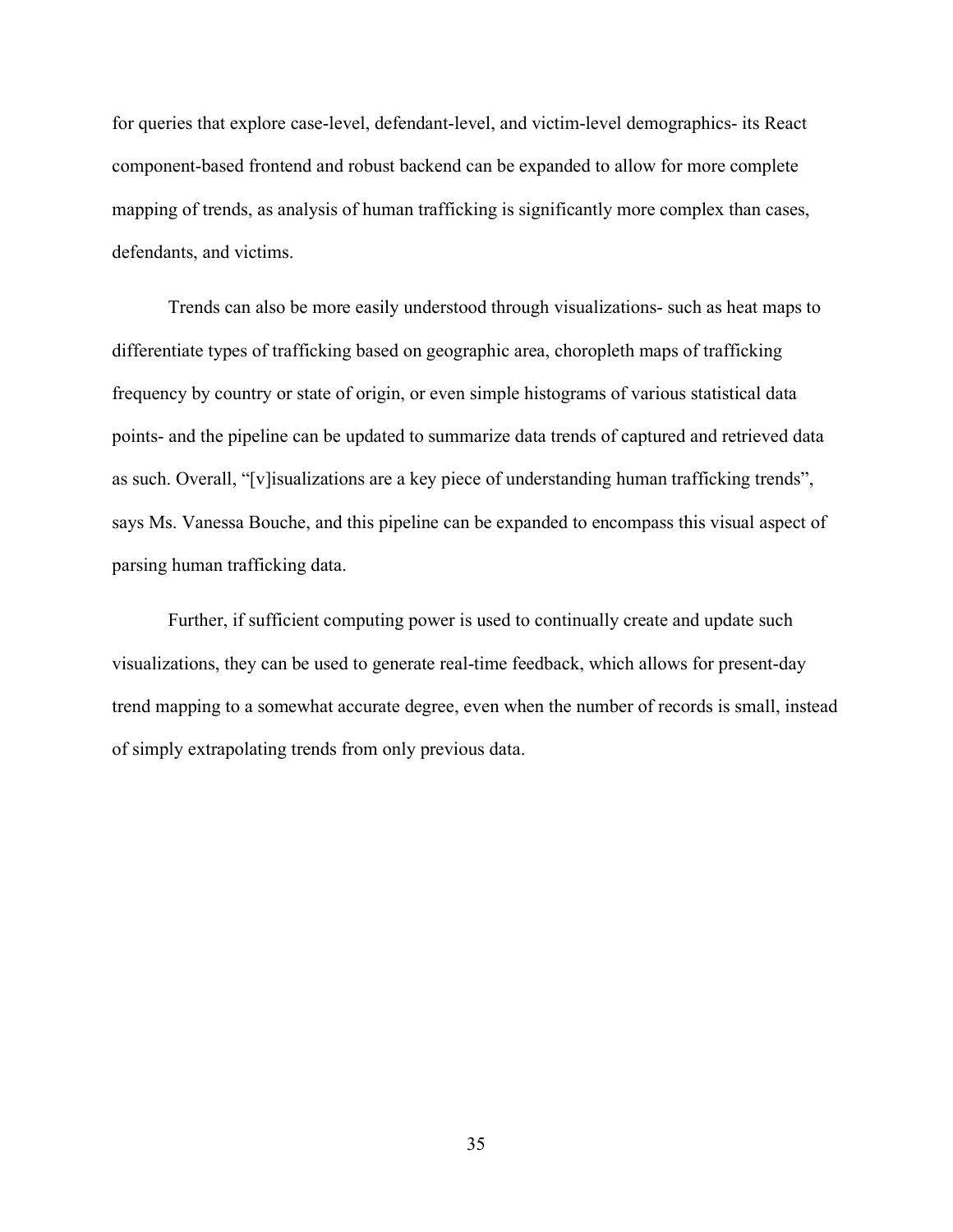for queries that explore case-level, defendant-level, and victim-level demographics- its React component-based frontend and robust backend can be expanded to allow for more complete mapping of trends, as analysis of human trafficking is significantly more complex than cases, defendants, and victims.

Trends can also be more easily understood through visualizations- such as heat maps to differentiate types of trafficking based on geographic area, choropleth maps of trafficking frequency by country or state of origin, or even simple histograms of various statistical data points- and the pipeline can be updated to summarize data trends of captured and retrieved data as such. Overall, "[v]isualizations are a key piece of understanding human trafficking trends", says Ms. Vanessa Bouche, and this pipeline can be expanded to encompass this visual aspect of parsing human trafficking data.

Further, if sufficient computing power is used to continually create and update such visualizations, they can be used to generate real-time feedback, which allows for present-day trend mapping to a somewhat accurate degree, even when the number of records is small, instead of simply extrapolating trends from only previous data.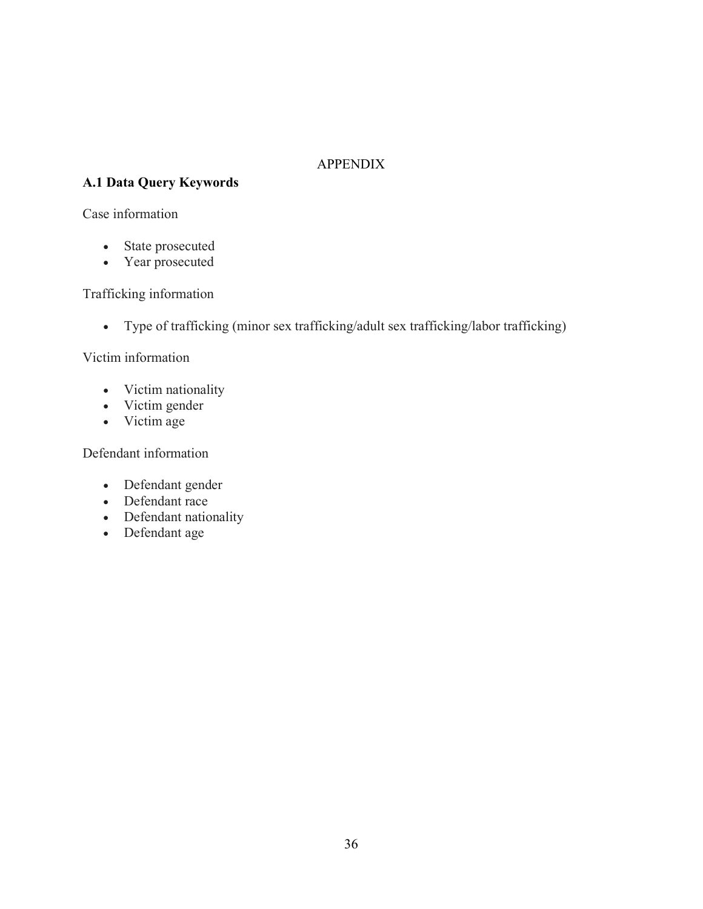# APPENDIX

## A.1 Data Query Keywords

Case information

- State prosecuted
- Year prosecuted

Trafficking information

- Type of trafficking (minor sex trafficking/adult sex trafficking/labor trafficking)

Victim information

- Victim nationality
- Victim gender
- Victim age

Defendant information

- Defendant gender
- Defendant race
- Defendant nationality
- Defendant age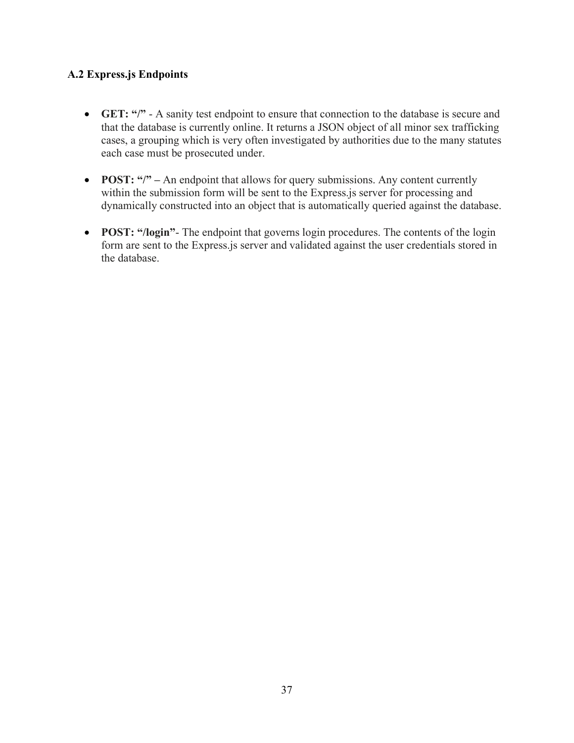### A.2 Express.js Endpoints

- **GET: "/"** - A sanity test endpoint to ensure that connection to the database is secure and that the database is currently online. It returns a JSON object of all minor sex trafficking cases, a grouping which is very often investigated by authorities due to the many statutes each case must be prosecuted under.

- **POST: "/" –** An endpoint that allows for query submissions. Any content currently within the submission form will be sent to the Express.js server for processing and dynamically constructed into an object that is automatically queried against the database.

- **POST: "/login"**- The endpoint that governs login procedures. The contents of the login form are sent to the Express.js server and validated against the user credentials stored in the database.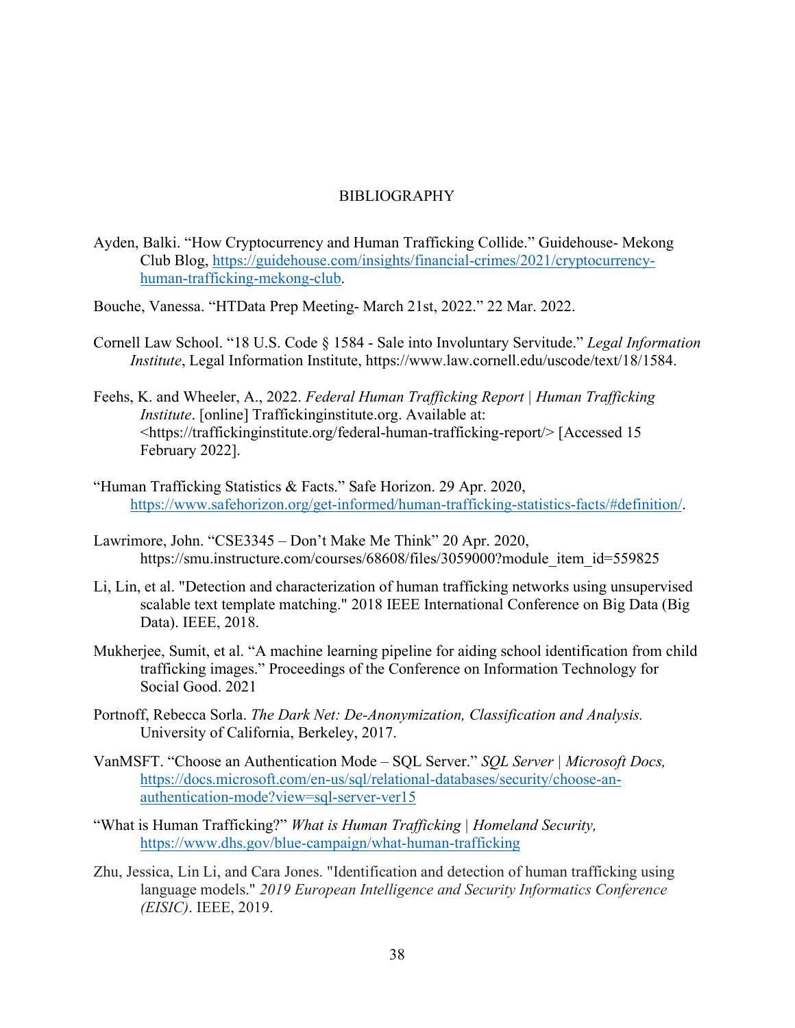# BIBLIOGRAPHY

Ayden, Balki. "How Cryptocurrency and Human Trafficking Collide." Guidehouse- Mekong Club Blog, https://guidehouse.com/insights/financial-crimes/2021/cryptocurrency-human-trafficking-mekong-club.

Bouche, Vanessa. "HTData Prep Meeting- March 21st, 2022." 22 Mar. 2022.

Cornell Law School. "18 U.S. Code § 1584 - Sale into Involuntary Servitude." *Legal Information Institute*, Legal Information Institute, https://www.law.cornell.edu/uscode/text/18/1584.

Feehs, K. and Wheeler, A., 2022. *Federal Human Trafficking Report | Human Trafficking Institute*. [online] Traffickinginstitute.org. Available at: <https://traffickinginstitute.org/federal-human-trafficking-report/> [Accessed 15 February 2022].

"Human Trafficking Statistics & Facts." Safe Horizon. 29 Apr. 2020, https://www.safehorizon.org/get-informed/human-trafficking-statistics-facts/#definition/.

Lawrimore, John. "CSE3345 – Don't Make Me Think" 20 Apr. 2020, https://smu.instructure.com/courses/68608/files/3059000?module_item_id=559825

Li, Lin, et al. "Detection and characterization of human trafficking networks using unsupervised scalable text template matching." 2018 IEEE International Conference on Big Data (Big Data). IEEE, 2018.

Mukherjee, Sumit, et al. "A machine learning pipeline for aiding school identification from child trafficking images." Proceedings of the Conference on Information Technology for Social Good. 2021

Portnoff, Rebecca Sorla. *The Dark Net: De-Anonymization, Classification and Analysis.* University of California, Berkeley, 2017.

VanMSFT. "Choose an Authentication Mode – SQL Server." *SQL Server | Microsoft Docs,* https://docs.microsoft.com/en-us/sql/relational-databases/security/choose-an-authentication-mode?view=sql-server-ver15

"What is Human Trafficking?" *What is Human Trafficking | Homeland Security,* https://www.dhs.gov/blue-campaign/what-human-trafficking

Zhu, Jessica, Lin Li, and Cara Jones. "Identification and detection of human trafficking using language models." *2019 European Intelligence and Security Informatics Conference (EISIC)*. IEEE, 2019.